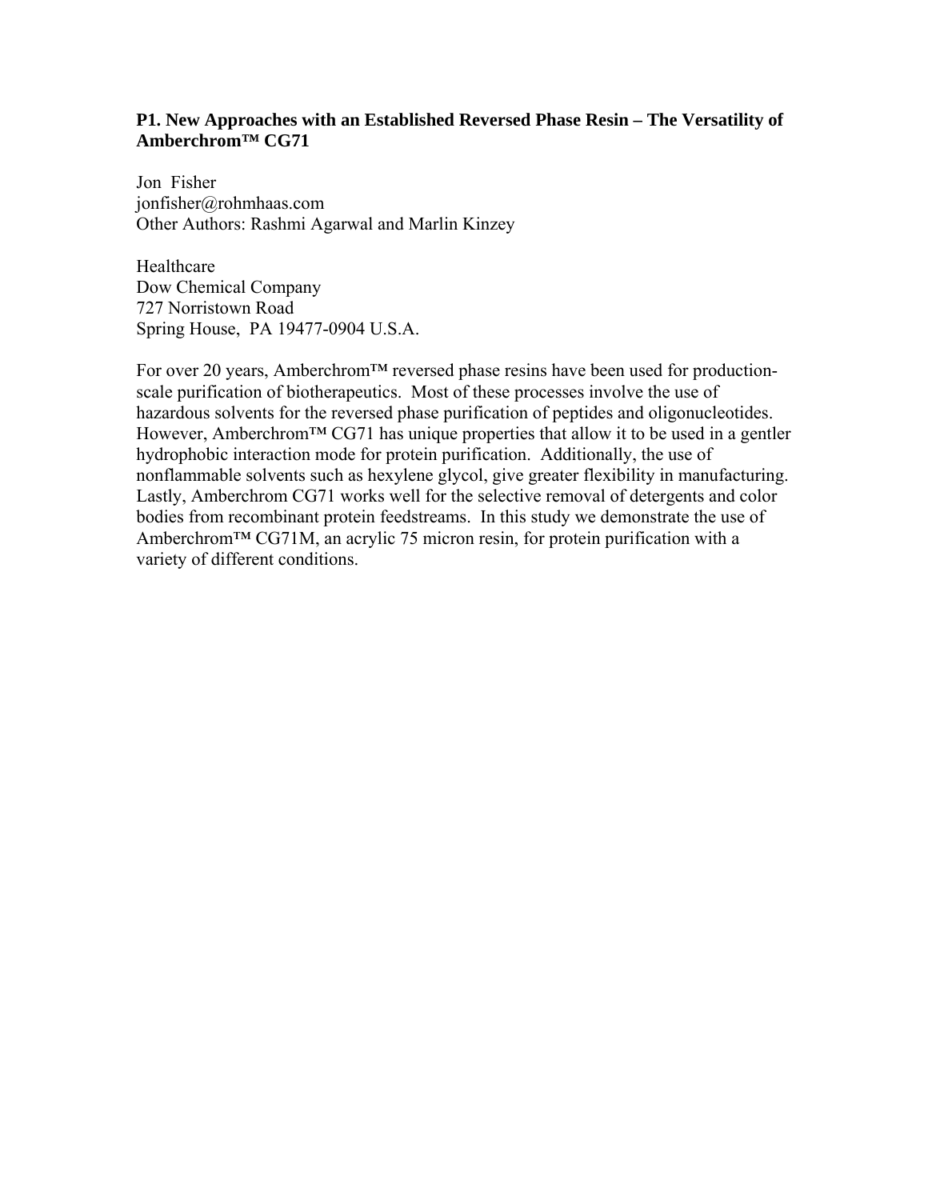### P1. New Approaches with an Established Reversed Phase Resin – The Versatility of Amberchrom™ CG71

Jon Fisher
jonfisher@rohmhaas.com
Other Authors: Rashmi Agarwal and Marlin Kinzey

Healthcare
Dow Chemical Company
727 Norristown Road
Spring House, PA 19477-0904 U.S.A.

For over 20 years, Amberchrom™ reversed phase resins have been used for production-scale purification of biotherapeutics. Most of these processes involve the use of hazardous solvents for the reversed phase purification of peptides and oligonucleotides. However, Amberchrom™ CG71 has unique properties that allow it to be used in a gentler hydrophobic interaction mode for protein purification. Additionally, the use of nonflammable solvents such as hexylene glycol, give greater flexibility in manufacturing. Lastly, Amberchrom CG71 works well for the selective removal of detergents and color bodies from recombinant protein feedstreams. In this study we demonstrate the use of Amberchrom™ CG71M, an acrylic 75 micron resin, for protein purification with a variety of different conditions.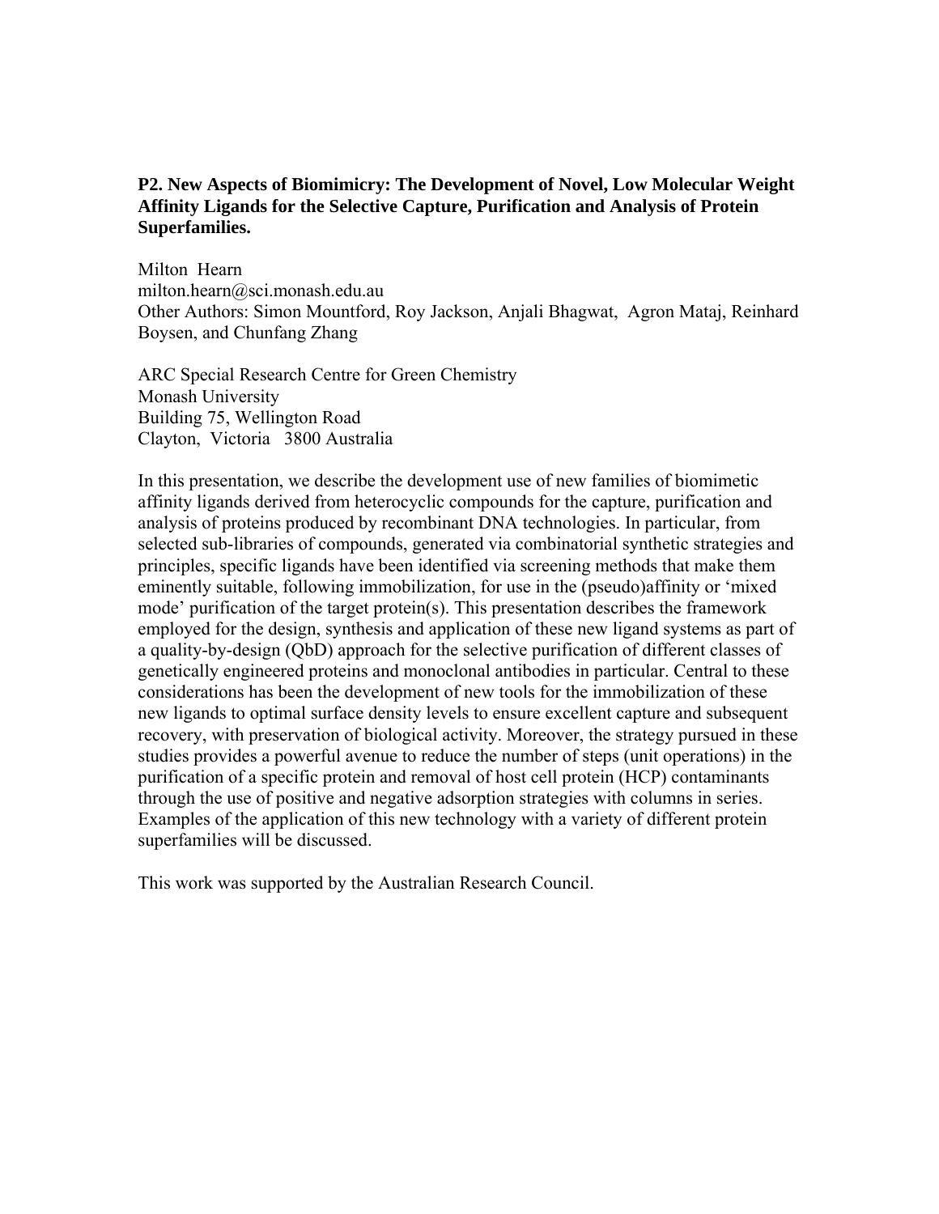**P2. New Aspects of Biomimicry: The Development of Novel, Low Molecular Weight Affinity Ligands for the Selective Capture, Purification and Analysis of Protein Superfamilies.**

Milton Hearn
milton.hearn@sci.monash.edu.au
Other Authors: Simon Mountford, Roy Jackson, Anjali Bhagwat, Agron Mataj, Reinhard Boysen, and Chunfang Zhang

ARC Special Research Centre for Green Chemistry
Monash University
Building 75, Wellington Road
Clayton, Victoria 3800 Australia

In this presentation, we describe the development use of new families of biomimetic affinity ligands derived from heterocyclic compounds for the capture, purification and analysis of proteins produced by recombinant DNA technologies. In particular, from selected sub-libraries of compounds, generated via combinatorial synthetic strategies and principles, specific ligands have been identified via screening methods that make them eminently suitable, following immobilization, for use in the (pseudo)affinity or 'mixed mode' purification of the target protein(s). This presentation describes the framework employed for the design, synthesis and application of these new ligand systems as part of a quality-by-design (QbD) approach for the selective purification of different classes of genetically engineered proteins and monoclonal antibodies in particular. Central to these considerations has been the development of new tools for the immobilization of these new ligands to optimal surface density levels to ensure excellent capture and subsequent recovery, with preservation of biological activity. Moreover, the strategy pursued in these studies provides a powerful avenue to reduce the number of steps (unit operations) in the purification of a specific protein and removal of host cell protein (HCP) contaminants through the use of positive and negative adsorption strategies with columns in series. Examples of the application of this new technology with a variety of different protein superfamilies will be discussed.

This work was supported by the Australian Research Council.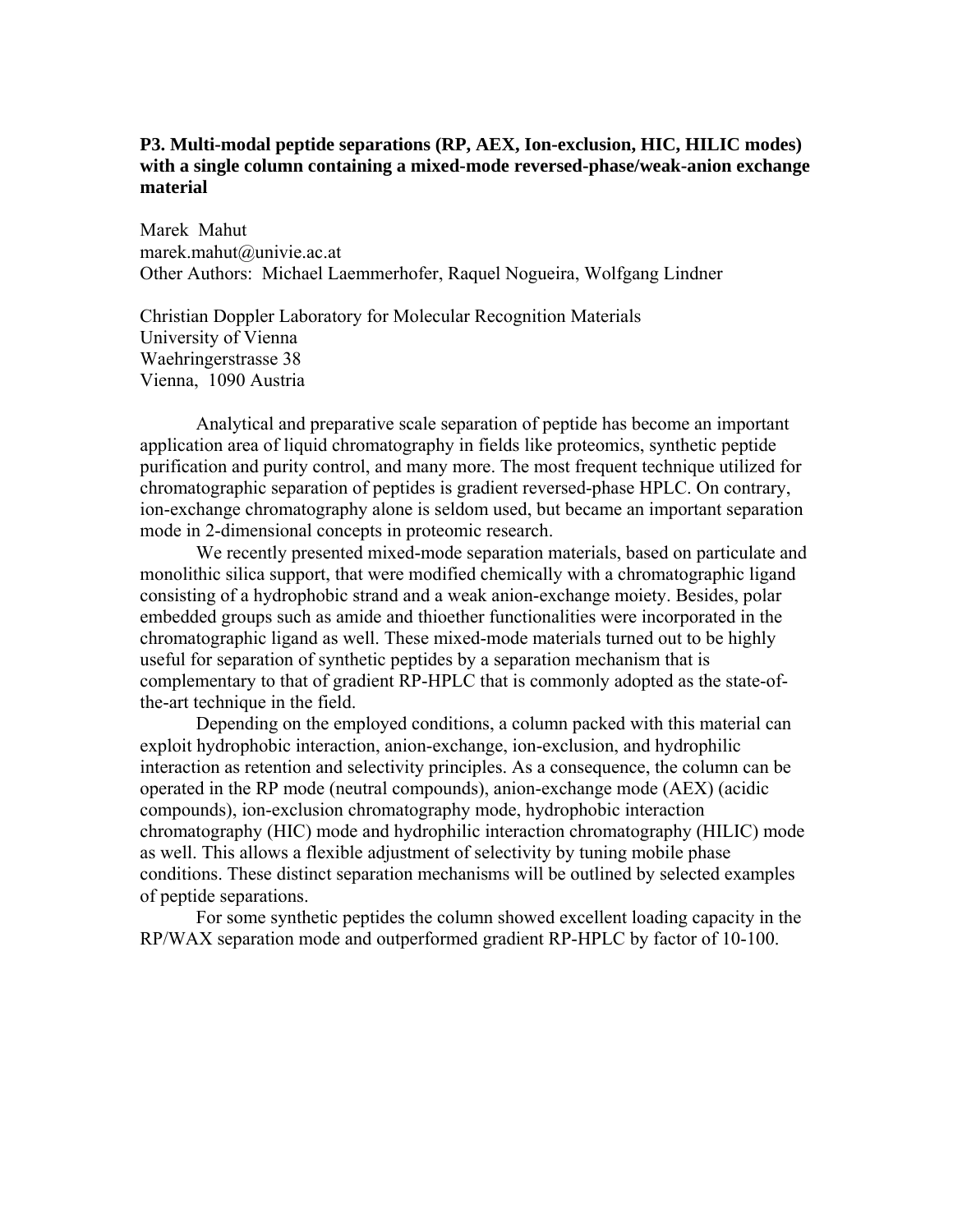**P3. Multi-modal peptide separations (RP, AEX, Ion-exclusion, HIC, HILIC modes) with a single column containing a mixed-mode reversed-phase/weak-anion exchange material**

Marek Mahut
marek.mahut@univie.ac.at
Other Authors: Michael Laemmerhofer, Raquel Nogueira, Wolfgang Lindner

Christian Doppler Laboratory for Molecular Recognition Materials
University of Vienna
Waehringerstrasse 38
Vienna, 1090 Austria

Analytical and preparative scale separation of peptide has become an important application area of liquid chromatography in fields like proteomics, synthetic peptide purification and purity control, and many more. The most frequent technique utilized for chromatographic separation of peptides is gradient reversed-phase HPLC. On contrary, ion-exchange chromatography alone is seldom used, but became an important separation mode in 2-dimensional concepts in proteomic research.

We recently presented mixed-mode separation materials, based on particulate and monolithic silica support, that were modified chemically with a chromatographic ligand consisting of a hydrophobic strand and a weak anion-exchange moiety. Besides, polar embedded groups such as amide and thioether functionalities were incorporated in the chromatographic ligand as well. These mixed-mode materials turned out to be highly useful for separation of synthetic peptides by a separation mechanism that is complementary to that of gradient RP-HPLC that is commonly adopted as the state-of-the-art technique in the field.

Depending on the employed conditions, a column packed with this material can exploit hydrophobic interaction, anion-exchange, ion-exclusion, and hydrophilic interaction as retention and selectivity principles. As a consequence, the column can be operated in the RP mode (neutral compounds), anion-exchange mode (AEX) (acidic compounds), ion-exclusion chromatography mode, hydrophobic interaction chromatography (HIC) mode and hydrophilic interaction chromatography (HILIC) mode as well. This allows a flexible adjustment of selectivity by tuning mobile phase conditions. These distinct separation mechanisms will be outlined by selected examples of peptide separations.

For some synthetic peptides the column showed excellent loading capacity in the RP/WAX separation mode and outperformed gradient RP-HPLC by factor of 10-100.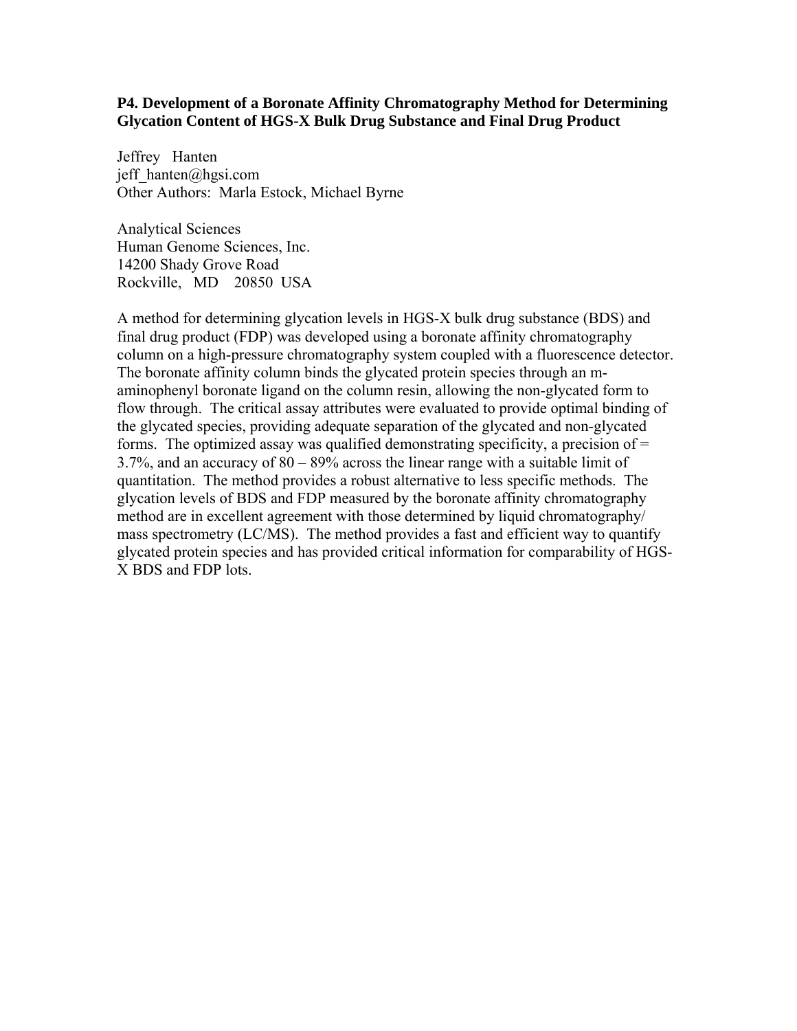**P4. Development of a Boronate Affinity Chromatography Method for Determining Glycation Content of HGS-X Bulk Drug Substance and Final Drug Product**

Jeffrey Hanten
jeff_hanten@hgsi.com
Other Authors: Marla Estock, Michael Byrne

Analytical Sciences
Human Genome Sciences, Inc.
14200 Shady Grove Road
Rockville, MD 20850 USA

A method for determining glycation levels in HGS-X bulk drug substance (BDS) and final drug product (FDP) was developed using a boronate affinity chromatography column on a high-pressure chromatography system coupled with a fluorescence detector. The boronate affinity column binds the glycated protein species through an m-aminophenyl boronate ligand on the column resin, allowing the non-glycated form to flow through. The critical assay attributes were evaluated to provide optimal binding of the glycated species, providing adequate separation of the glycated and non-glycated forms. The optimized assay was qualified demonstrating specificity, a precision of = 3.7%, and an accuracy of 80 – 89% across the linear range with a suitable limit of quantitation. The method provides a robust alternative to less specific methods. The glycation levels of BDS and FDP measured by the boronate affinity chromatography method are in excellent agreement with those determined by liquid chromatography/ mass spectrometry (LC/MS). The method provides a fast and efficient way to quantify glycated protein species and has provided critical information for comparability of HGS-X BDS and FDP lots.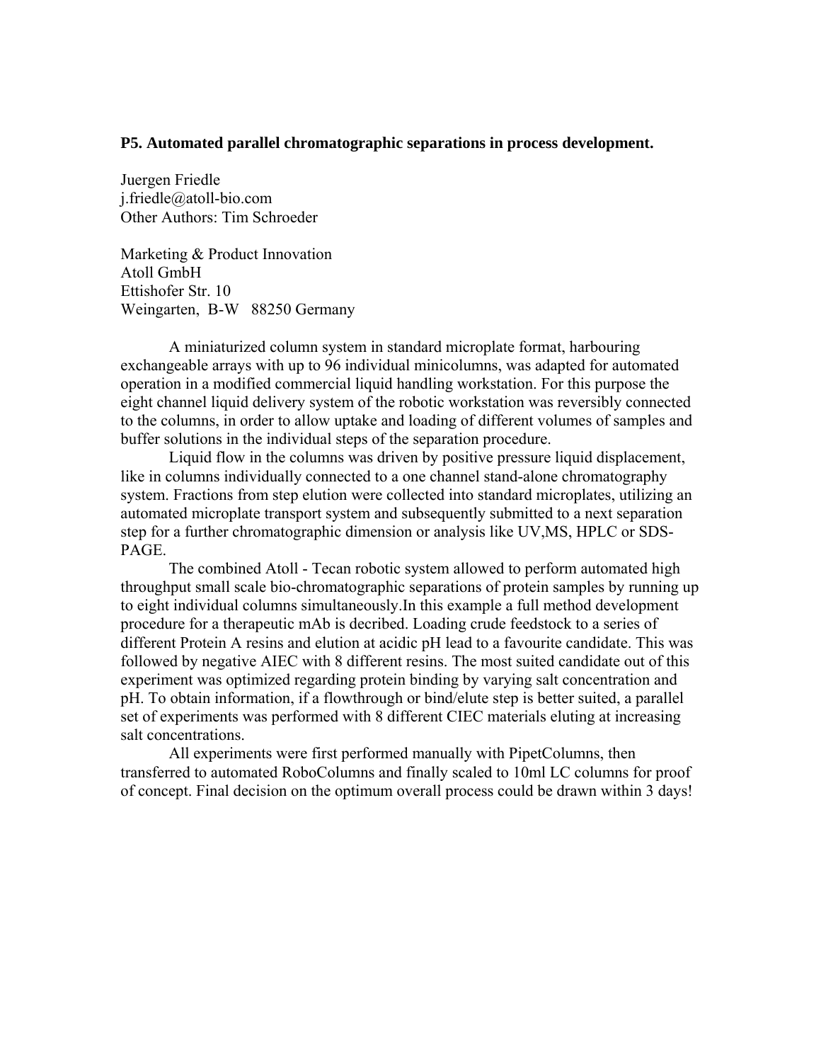**P5. Automated parallel chromatographic separations in process development.**

Juergen Friedle
j.friedle@atoll-bio.com
Other Authors: Tim Schroeder

Marketing & Product Innovation
Atoll GmbH
Ettishofer Str. 10
Weingarten, B-W 88250 Germany

A miniaturized column system in standard microplate format, harbouring exchangeable arrays with up to 96 individual minicolumns, was adapted for automated operation in a modified commercial liquid handling workstation. For this purpose the eight channel liquid delivery system of the robotic workstation was reversibly connected to the columns, in order to allow uptake and loading of different volumes of samples and buffer solutions in the individual steps of the separation procedure.

Liquid flow in the columns was driven by positive pressure liquid displacement, like in columns individually connected to a one channel stand-alone chromatography system. Fractions from step elution were collected into standard microplates, utilizing an automated microplate transport system and subsequently submitted to a next separation step for a further chromatographic dimension or analysis like UV,MS, HPLC or SDS-PAGE.

The combined Atoll - Tecan robotic system allowed to perform automated high throughput small scale bio-chromatographic separations of protein samples by running up to eight individual columns simultaneously.In this example a full method development procedure for a therapeutic mAb is decribed. Loading crude feedstock to a series of different Protein A resins and elution at acidic pH lead to a favourite candidate. This was followed by negative AIEC with 8 different resins. The most suited candidate out of this experiment was optimized regarding protein binding by varying salt concentration and pH. To obtain information, if a flowthrough or bind/elute step is better suited, a parallel set of experiments was performed with 8 different CIEC materials eluting at increasing salt concentrations.

All experiments were first performed manually with PipetColumns, then transferred to automated RoboColumns and finally scaled to 10ml LC columns for proof of concept. Final decision on the optimum overall process could be drawn within 3 days!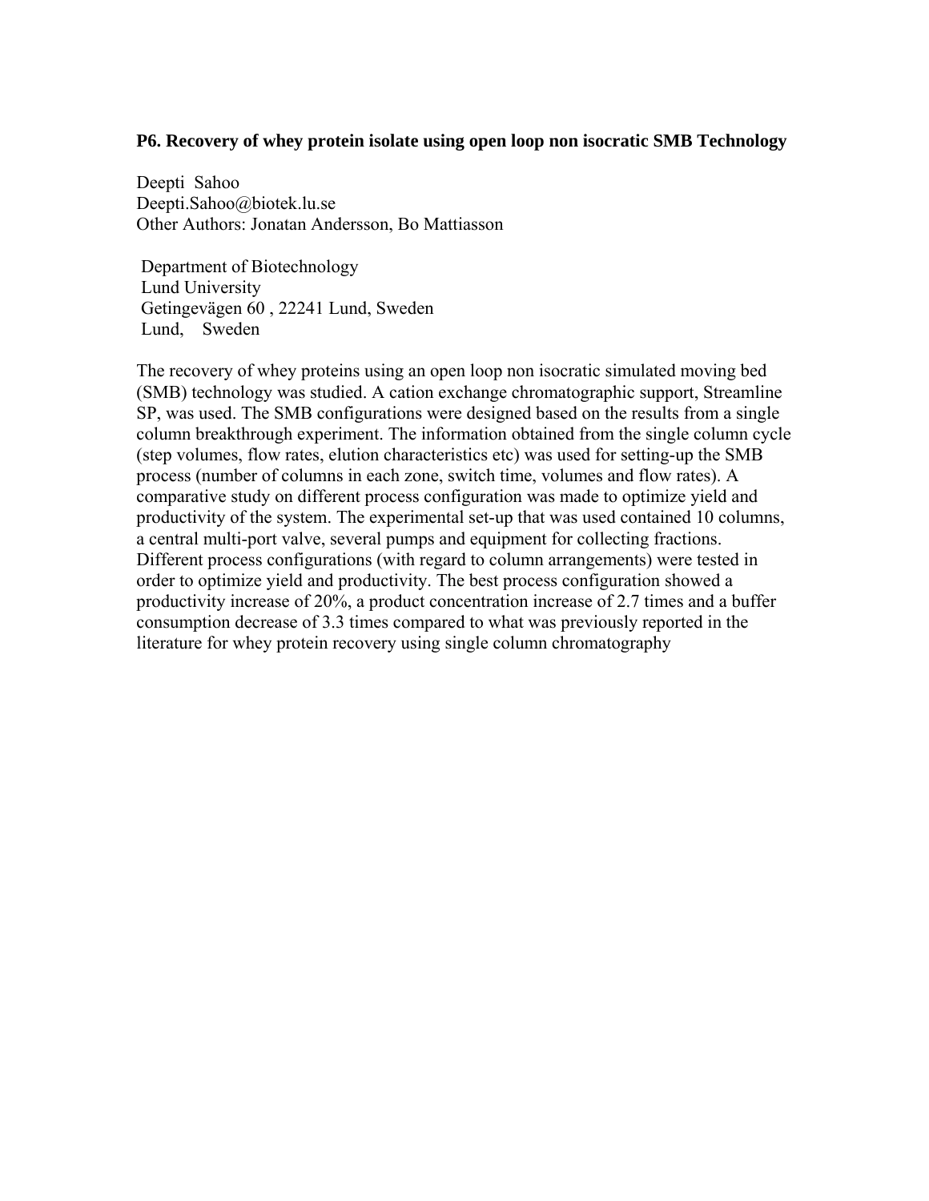### P6. Recovery of whey protein isolate using open loop non isocratic SMB Technology

Deepti Sahoo
Deepti.Sahoo@biotek.lu.se
Other Authors: Jonatan Andersson, Bo Mattiasson

Department of Biotechnology
Lund University
Getingevägen 60 , 22241 Lund, Sweden
Lund, Sweden

The recovery of whey proteins using an open loop non isocratic simulated moving bed (SMB) technology was studied. A cation exchange chromatographic support, Streamline SP, was used. The SMB configurations were designed based on the results from a single column breakthrough experiment. The information obtained from the single column cycle (step volumes, flow rates, elution characteristics etc) was used for setting-up the SMB process (number of columns in each zone, switch time, volumes and flow rates). A comparative study on different process configuration was made to optimize yield and productivity of the system. The experimental set-up that was used contained 10 columns, a central multi-port valve, several pumps and equipment for collecting fractions. Different process configurations (with regard to column arrangements) were tested in order to optimize yield and productivity. The best process configuration showed a productivity increase of 20%, a product concentration increase of 2.7 times and a buffer consumption decrease of 3.3 times compared to what was previously reported in the literature for whey protein recovery using single column chromatography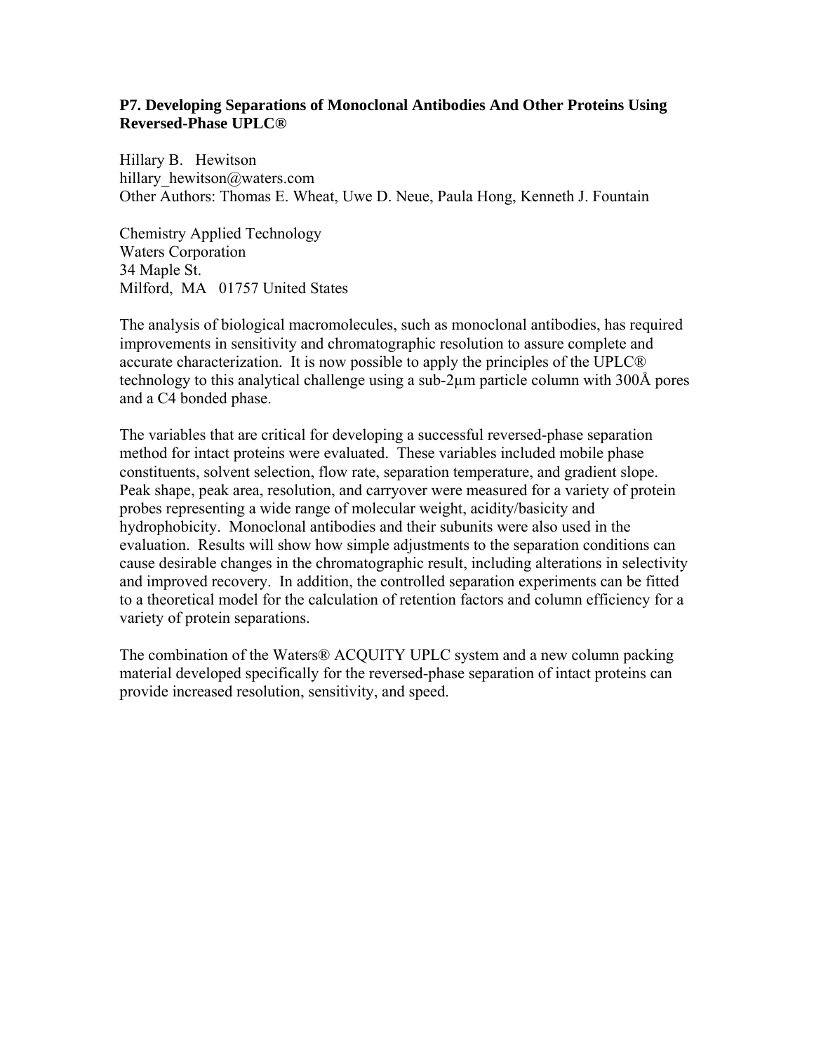**P7. Developing Separations of Monoclonal Antibodies And Other Proteins Using Reversed-Phase UPLC®**

Hillary B. Hewitson
hillary_hewitson@waters.com
Other Authors: Thomas E. Wheat, Uwe D. Neue, Paula Hong, Kenneth J. Fountain

Chemistry Applied Technology
Waters Corporation
34 Maple St.
Milford, MA 01757 United States

The analysis of biological macromolecules, such as monoclonal antibodies, has required improvements in sensitivity and chromatographic resolution to assure complete and accurate characterization. It is now possible to apply the principles of the UPLC® technology to this analytical challenge using a sub-2µm particle column with 300Å pores and a C4 bonded phase.

The variables that are critical for developing a successful reversed-phase separation method for intact proteins were evaluated. These variables included mobile phase constituents, solvent selection, flow rate, separation temperature, and gradient slope. Peak shape, peak area, resolution, and carryover were measured for a variety of protein probes representing a wide range of molecular weight, acidity/basicity and hydrophobicity. Monoclonal antibodies and their subunits were also used in the evaluation. Results will show how simple adjustments to the separation conditions can cause desirable changes in the chromatographic result, including alterations in selectivity and improved recovery. In addition, the controlled separation experiments can be fitted to a theoretical model for the calculation of retention factors and column efficiency for a variety of protein separations.

The combination of the Waters® ACQUITY UPLC system and a new column packing material developed specifically for the reversed-phase separation of intact proteins can provide increased resolution, sensitivity, and speed.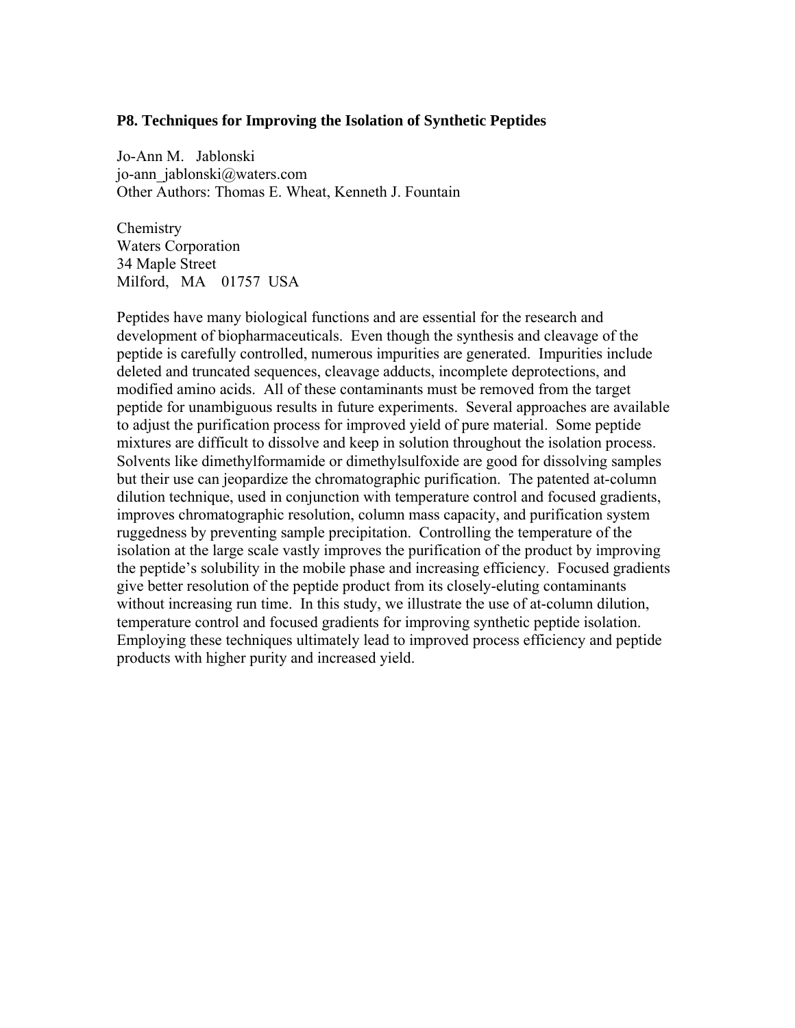**P8. Techniques for Improving the Isolation of Synthetic Peptides**

Jo-Ann M. Jablonski
jo-ann_jablonski@waters.com
Other Authors: Thomas E. Wheat, Kenneth J. Fountain

Chemistry
Waters Corporation
34 Maple Street
Milford, MA 01757 USA

Peptides have many biological functions and are essential for the research and development of biopharmaceuticals. Even though the synthesis and cleavage of the peptide is carefully controlled, numerous impurities are generated. Impurities include deleted and truncated sequences, cleavage adducts, incomplete deprotections, and modified amino acids. All of these contaminants must be removed from the target peptide for unambiguous results in future experiments. Several approaches are available to adjust the purification process for improved yield of pure material. Some peptide mixtures are difficult to dissolve and keep in solution throughout the isolation process. Solvents like dimethylformamide or dimethylsulfoxide are good for dissolving samples but their use can jeopardize the chromatographic purification. The patented at-column dilution technique, used in conjunction with temperature control and focused gradients, improves chromatographic resolution, column mass capacity, and purification system ruggedness by preventing sample precipitation. Controlling the temperature of the isolation at the large scale vastly improves the purification of the product by improving the peptide's solubility in the mobile phase and increasing efficiency. Focused gradients give better resolution of the peptide product from its closely-eluting contaminants without increasing run time. In this study, we illustrate the use of at-column dilution, temperature control and focused gradients for improving synthetic peptide isolation. Employing these techniques ultimately lead to improved process efficiency and peptide products with higher purity and increased yield.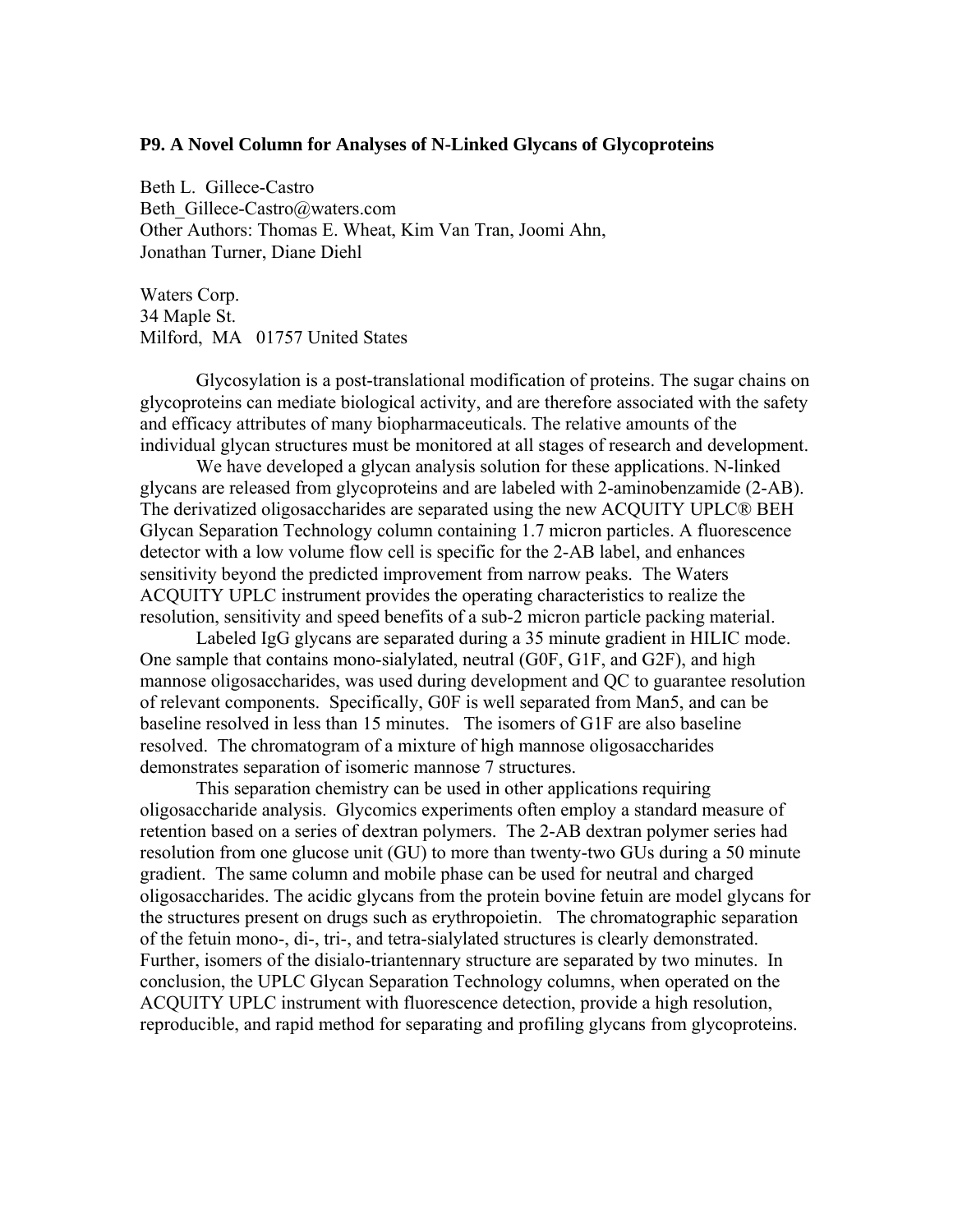### P9. A Novel Column for Analyses of N-Linked Glycans of Glycoproteins

Beth L. Gillece-Castro
Beth_Gillece-Castro@waters.com
Other Authors: Thomas E. Wheat, Kim Van Tran, Joomi Ahn, Jonathan Turner, Diane Diehl

Waters Corp.
34 Maple St.
Milford, MA 01757 United States

Glycosylation is a post-translational modification of proteins. The sugar chains on glycoproteins can mediate biological activity, and are therefore associated with the safety and efficacy attributes of many biopharmaceuticals. The relative amounts of the individual glycan structures must be monitored at all stages of research and development.

We have developed a glycan analysis solution for these applications. N-linked glycans are released from glycoproteins and are labeled with 2-aminobenzamide (2-AB). The derivatized oligosaccharides are separated using the new ACQUITY UPLC® BEH Glycan Separation Technology column containing 1.7 micron particles. A fluorescence detector with a low volume flow cell is specific for the 2-AB label, and enhances sensitivity beyond the predicted improvement from narrow peaks. The Waters ACQUITY UPLC instrument provides the operating characteristics to realize the resolution, sensitivity and speed benefits of a sub-2 micron particle packing material.

Labeled IgG glycans are separated during a 35 minute gradient in HILIC mode. One sample that contains mono-sialylated, neutral (G0F, G1F, and G2F), and high mannose oligosaccharides, was used during development and QC to guarantee resolution of relevant components. Specifically, G0F is well separated from Man5, and can be baseline resolved in less than 15 minutes. The isomers of G1F are also baseline resolved. The chromatogram of a mixture of high mannose oligosaccharides demonstrates separation of isomeric mannose 7 structures.

This separation chemistry can be used in other applications requiring oligosaccharide analysis. Glycomics experiments often employ a standard measure of retention based on a series of dextran polymers. The 2-AB dextran polymer series had resolution from one glucose unit (GU) to more than twenty-two GUs during a 50 minute gradient. The same column and mobile phase can be used for neutral and charged oligosaccharides. The acidic glycans from the protein bovine fetuin are model glycans for the structures present on drugs such as erythropoietin. The chromatographic separation of the fetuin mono-, di-, tri-, and tetra-sialylated structures is clearly demonstrated. Further, isomers of the disialo-triantennary structure are separated by two minutes. In conclusion, the UPLC Glycan Separation Technology columns, when operated on the ACQUITY UPLC instrument with fluorescence detection, provide a high resolution, reproducible, and rapid method for separating and profiling glycans from glycoproteins.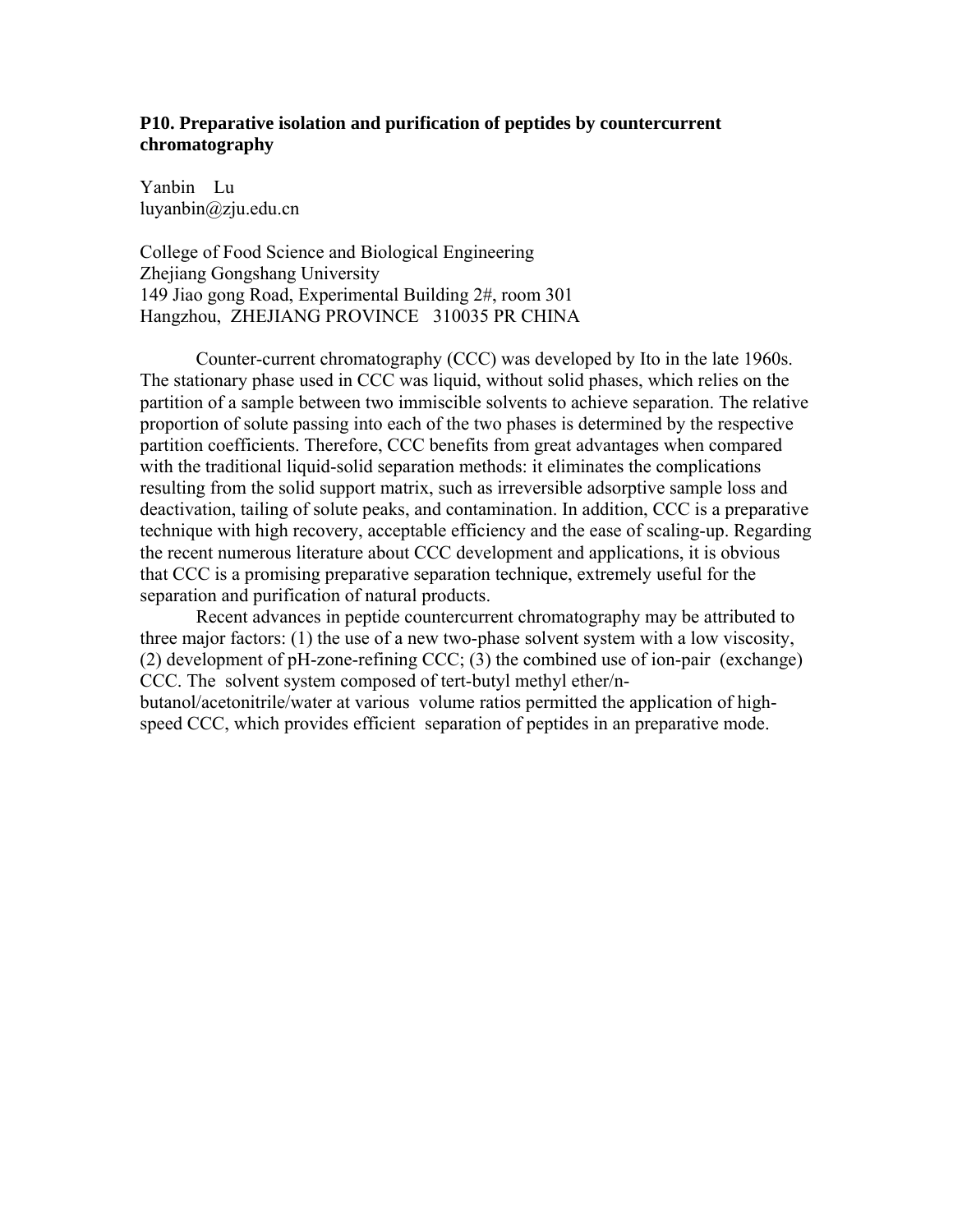### P10. Preparative isolation and purification of peptides by countercurrent chromatography

Yanbin Lu
luyanbin@zju.edu.cn

College of Food Science and Biological Engineering
Zhejiang Gongshang University
149 Jiao gong Road, Experimental Building 2#, room 301
Hangzhou, ZHEJIANG PROVINCE 310035 PR CHINA

Counter-current chromatography (CCC) was developed by Ito in the late 1960s. The stationary phase used in CCC was liquid, without solid phases, which relies on the partition of a sample between two immiscible solvents to achieve separation. The relative proportion of solute passing into each of the two phases is determined by the respective partition coefficients. Therefore, CCC benefits from great advantages when compared with the traditional liquid-solid separation methods: it eliminates the complications resulting from the solid support matrix, such as irreversible adsorptive sample loss and deactivation, tailing of solute peaks, and contamination. In addition, CCC is a preparative technique with high recovery, acceptable efficiency and the ease of scaling-up. Regarding the recent numerous literature about CCC development and applications, it is obvious that CCC is a promising preparative separation technique, extremely useful for the separation and purification of natural products.

Recent advances in peptide countercurrent chromatography may be attributed to three major factors: (1) the use of a new two-phase solvent system with a low viscosity, (2) development of pH-zone-refining CCC; (3) the combined use of ion-pair (exchange) CCC. The solvent system composed of tert-butyl methyl ether/n-butanol/acetonitrile/water at various volume ratios permitted the application of high-speed CCC, which provides efficient separation of peptides in an preparative mode.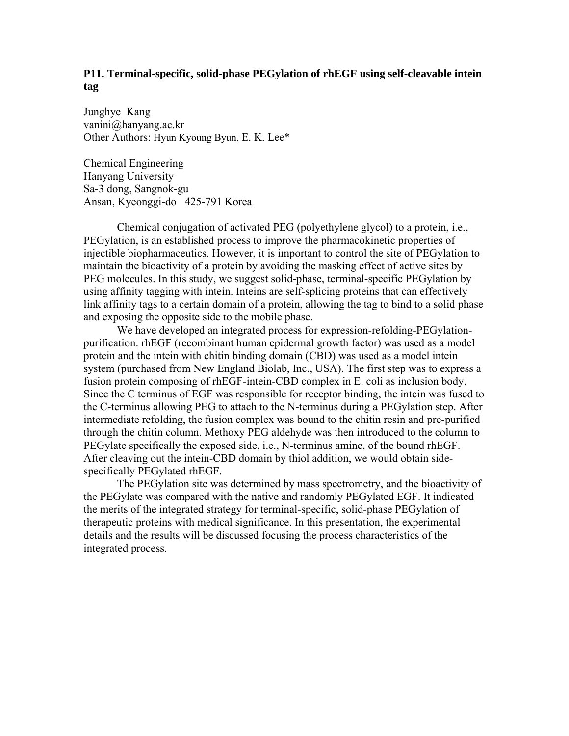### P11. Terminal-specific, solid-phase PEGylation of rhEGF using self-cleavable intein tag

Junghye Kang
vanini@hanyang.ac.kr
Other Authors: Hyun Kyoung Byun, E. K. Lee*

Chemical Engineering
Hanyang University
Sa-3 dong, Sangnok-gu
Ansan, Kyeonggi-do 425-791 Korea

Chemical conjugation of activated PEG (polyethylene glycol) to a protein, i.e., PEGylation, is an established process to improve the pharmacokinetic properties of injectible biopharmaceutics. However, it is important to control the site of PEGylation to maintain the bioactivity of a protein by avoiding the masking effect of active sites by PEG molecules. In this study, we suggest solid-phase, terminal-specific PEGylation by using affinity tagging with intein. Inteins are self-splicing proteins that can effectively link affinity tags to a certain domain of a protein, allowing the tag to bind to a solid phase and exposing the opposite side to the mobile phase.

We have developed an integrated process for expression-refolding-PEGylation-purification. rhEGF (recombinant human epidermal growth factor) was used as a model protein and the intein with chitin binding domain (CBD) was used as a model intein system (purchased from New England Biolab, Inc., USA). The first step was to express a fusion protein composing of rhEGF-intein-CBD complex in E. coli as inclusion body. Since the C terminus of EGF was responsible for receptor binding, the intein was fused to the C-terminus allowing PEG to attach to the N-terminus during a PEGylation step. After intermediate refolding, the fusion complex was bound to the chitin resin and pre-purified through the chitin column. Methoxy PEG aldehyde was then introduced to the column to PEGylate specifically the exposed side, i.e., N-terminus amine, of the bound rhEGF. After cleaving out the intein-CBD domain by thiol addition, we would obtain side-specifically PEGylated rhEGF.

The PEGylation site was determined by mass spectrometry, and the bioactivity of the PEGylate was compared with the native and randomly PEGylated EGF. It indicated the merits of the integrated strategy for terminal-specific, solid-phase PEGylation of therapeutic proteins with medical significance. In this presentation, the experimental details and the results will be discussed focusing the process characteristics of the integrated process.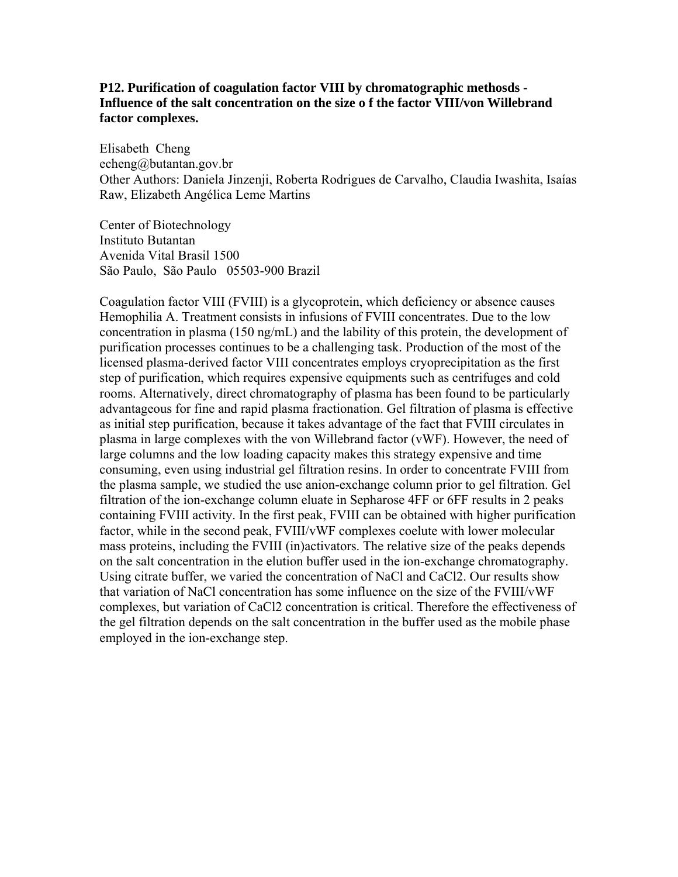**P12. Purification of coagulation factor VIII by chromatographic methosds - Influence of the salt concentration on the size o f the factor VIII/von Willebrand factor complexes.**

Elisabeth Cheng
echeng@butantan.gov.br
Other Authors: Daniela Jinzenji, Roberta Rodrigues de Carvalho, Claudia Iwashita, Isaías Raw, Elizabeth Angélica Leme Martins

Center of Biotechnology
Instituto Butantan
Avenida Vital Brasil 1500
São Paulo, São Paulo 05503-900 Brazil

Coagulation factor VIII (FVIII) is a glycoprotein, which deficiency or absence causes Hemophilia A. Treatment consists in infusions of FVIII concentrates. Due to the low concentration in plasma (150 ng/mL) and the lability of this protein, the development of purification processes continues to be a challenging task. Production of the most of the licensed plasma-derived factor VIII concentrates employs cryoprecipitation as the first step of purification, which requires expensive equipments such as centrifuges and cold rooms. Alternatively, direct chromatography of plasma has been found to be particularly advantageous for fine and rapid plasma fractionation. Gel filtration of plasma is effective as initial step purification, because it takes advantage of the fact that FVIII circulates in plasma in large complexes with the von Willebrand factor (vWF). However, the need of large columns and the low loading capacity makes this strategy expensive and time consuming, even using industrial gel filtration resins. In order to concentrate FVIII from the plasma sample, we studied the use anion-exchange column prior to gel filtration. Gel filtration of the ion-exchange column eluate in Sepharose 4FF or 6FF results in 2 peaks containing FVIII activity. In the first peak, FVIII can be obtained with higher purification factor, while in the second peak, FVIII/vWF complexes coelute with lower molecular mass proteins, including the FVIII (in)activators. The relative size of the peaks depends on the salt concentration in the elution buffer used in the ion-exchange chromatography. Using citrate buffer, we varied the concentration of NaCl and $CaCl_2$. Our results show that variation of NaCl concentration has some influence on the size of the FVIII/vWF complexes, but variation of $CaCl_2$ concentration is critical. Therefore the effectiveness of the gel filtration depends on the salt concentration in the buffer used as the mobile phase employed in the ion-exchange step.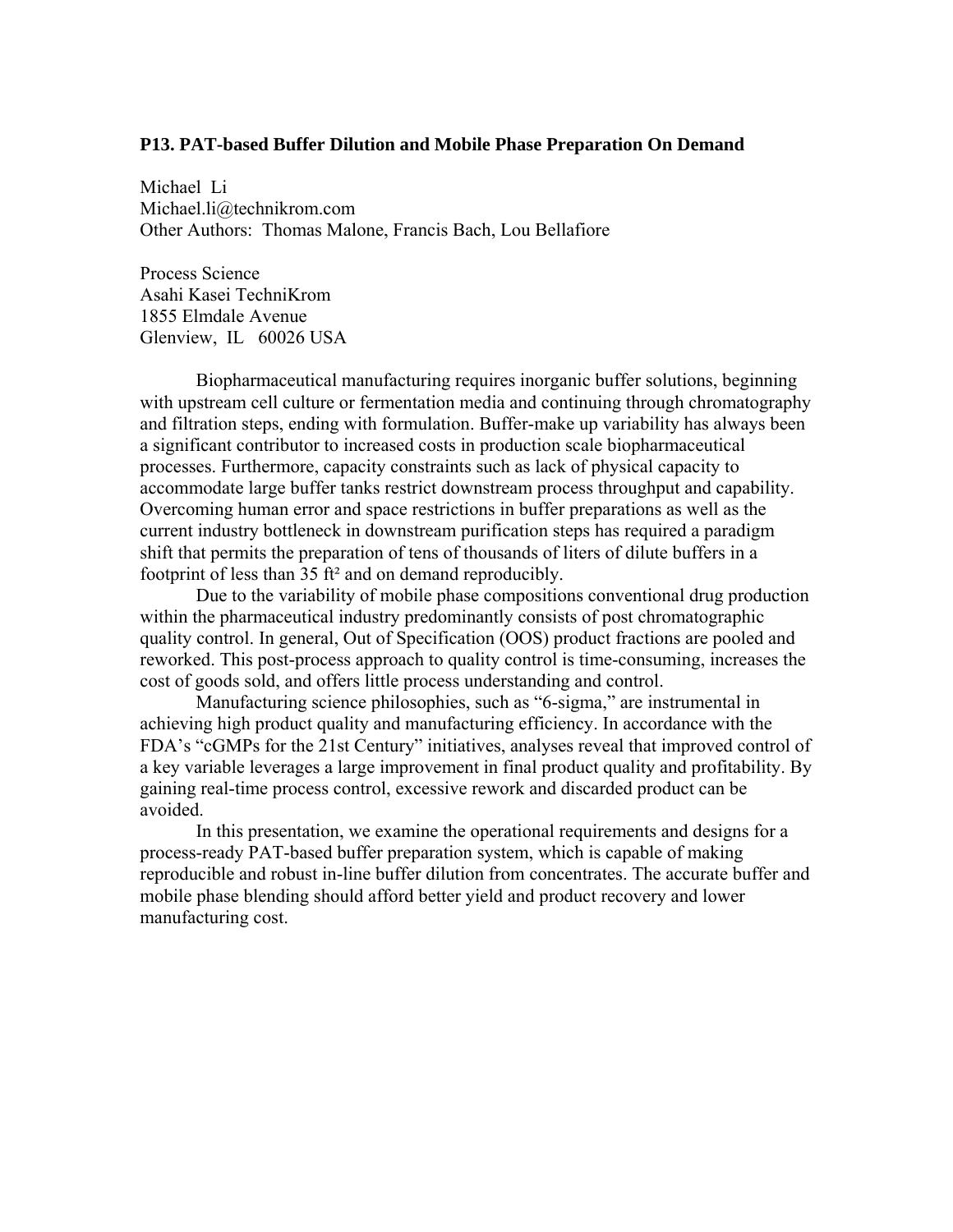### P13. PAT-based Buffer Dilution and Mobile Phase Preparation On Demand

Michael Li
Michael.li@technikrom.com
Other Authors: Thomas Malone, Francis Bach, Lou Bellafiore

Process Science
Asahi Kasei TechniKrom
1855 Elmdale Avenue
Glenview, IL 60026 USA

Biopharmaceutical manufacturing requires inorganic buffer solutions, beginning with upstream cell culture or fermentation media and continuing through chromatography and filtration steps, ending with formulation. Buffer-make up variability has always been a significant contributor to increased costs in production scale biopharmaceutical processes. Furthermore, capacity constraints such as lack of physical capacity to accommodate large buffer tanks restrict downstream process throughput and capability. Overcoming human error and space restrictions in buffer preparations as well as the current industry bottleneck in downstream purification steps has required a paradigm shift that permits the preparation of tens of thousands of liters of dilute buffers in a footprint of less than 35 $ft^2$ and on demand reproducibly.

Due to the variability of mobile phase compositions conventional drug production within the pharmaceutical industry predominantly consists of post chromatographic quality control. In general, Out of Specification (OOS) product fractions are pooled and reworked. This post-process approach to quality control is time-consuming, increases the cost of goods sold, and offers little process understanding and control.

Manufacturing science philosophies, such as "6-sigma," are instrumental in achieving high product quality and manufacturing efficiency. In accordance with the FDA's "cGMPs for the 21st Century" initiatives, analyses reveal that improved control of a key variable leverages a large improvement in final product quality and profitability. By gaining real-time process control, excessive rework and discarded product can be avoided.

In this presentation, we examine the operational requirements and designs for a process-ready PAT-based buffer preparation system, which is capable of making reproducible and robust in-line buffer dilution from concentrates. The accurate buffer and mobile phase blending should afford better yield and product recovery and lower manufacturing cost.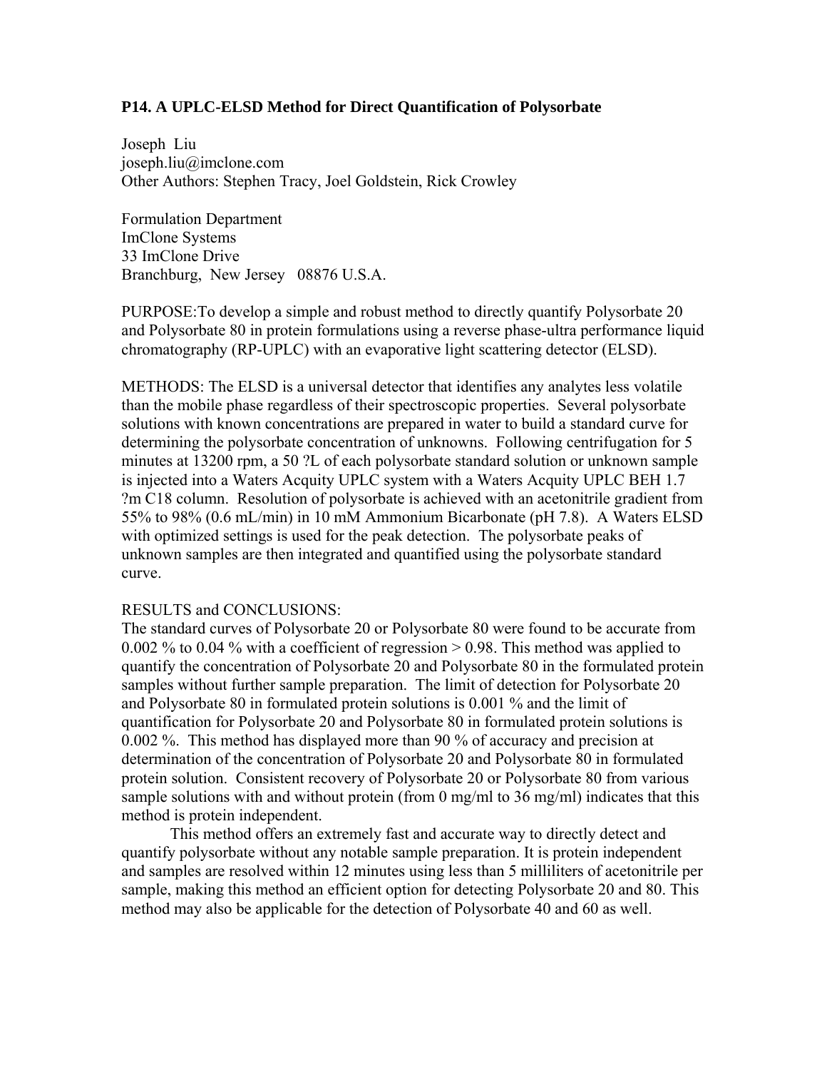**P14. A UPLC-ELSD Method for Direct Quantification of Polysorbate**

Joseph Liu
joseph.liu@imclone.com
Other Authors: Stephen Tracy, Joel Goldstein, Rick Crowley

Formulation Department
ImClone Systems
33 ImClone Drive
Branchburg, New Jersey 08876 U.S.A.

PURPOSE:To develop a simple and robust method to directly quantify Polysorbate 20 and Polysorbate 80 in protein formulations using a reverse phase-ultra performance liquid chromatography (RP-UPLC) with an evaporative light scattering detector (ELSD).

METHODS: The ELSD is a universal detector that identifies any analytes less volatile than the mobile phase regardless of their spectroscopic properties. Several polysorbate solutions with known concentrations are prepared in water to build a standard curve for determining the polysorbate concentration of unknowns. Following centrifugation for 5 minutes at 13200 rpm, a 50 ?L of each polysorbate standard solution or unknown sample is injected into a Waters Acquity UPLC system with a Waters Acquity UPLC BEH 1.7 ?m C18 column. Resolution of polysorbate is achieved with an acetonitrile gradient from 55% to 98% (0.6 mL/min) in 10 mM Ammonium Bicarbonate (pH 7.8). A Waters ELSD with optimized settings is used for the peak detection. The polysorbate peaks of unknown samples are then integrated and quantified using the polysorbate standard curve.

RESULTS and CONCLUSIONS:
The standard curves of Polysorbate 20 or Polysorbate 80 were found to be accurate from 0.002 % to 0.04 % with a coefficient of regression > 0.98. This method was applied to quantify the concentration of Polysorbate 20 and Polysorbate 80 in the formulated protein samples without further sample preparation. The limit of detection for Polysorbate 20 and Polysorbate 80 in formulated protein solutions is 0.001 % and the limit of quantification for Polysorbate 20 and Polysorbate 80 in formulated protein solutions is 0.002 %. This method has displayed more than 90 % of accuracy and precision at determination of the concentration of Polysorbate 20 and Polysorbate 80 in formulated protein solution. Consistent recovery of Polysorbate 20 or Polysorbate 80 from various sample solutions with and without protein (from 0 mg/ml to 36 mg/ml) indicates that this method is protein independent.

This method offers an extremely fast and accurate way to directly detect and quantify polysorbate without any notable sample preparation. It is protein independent and samples are resolved within 12 minutes using less than 5 milliliters of acetonitrile per sample, making this method an efficient option for detecting Polysorbate 20 and 80. This method may also be applicable for the detection of Polysorbate 40 and 60 as well.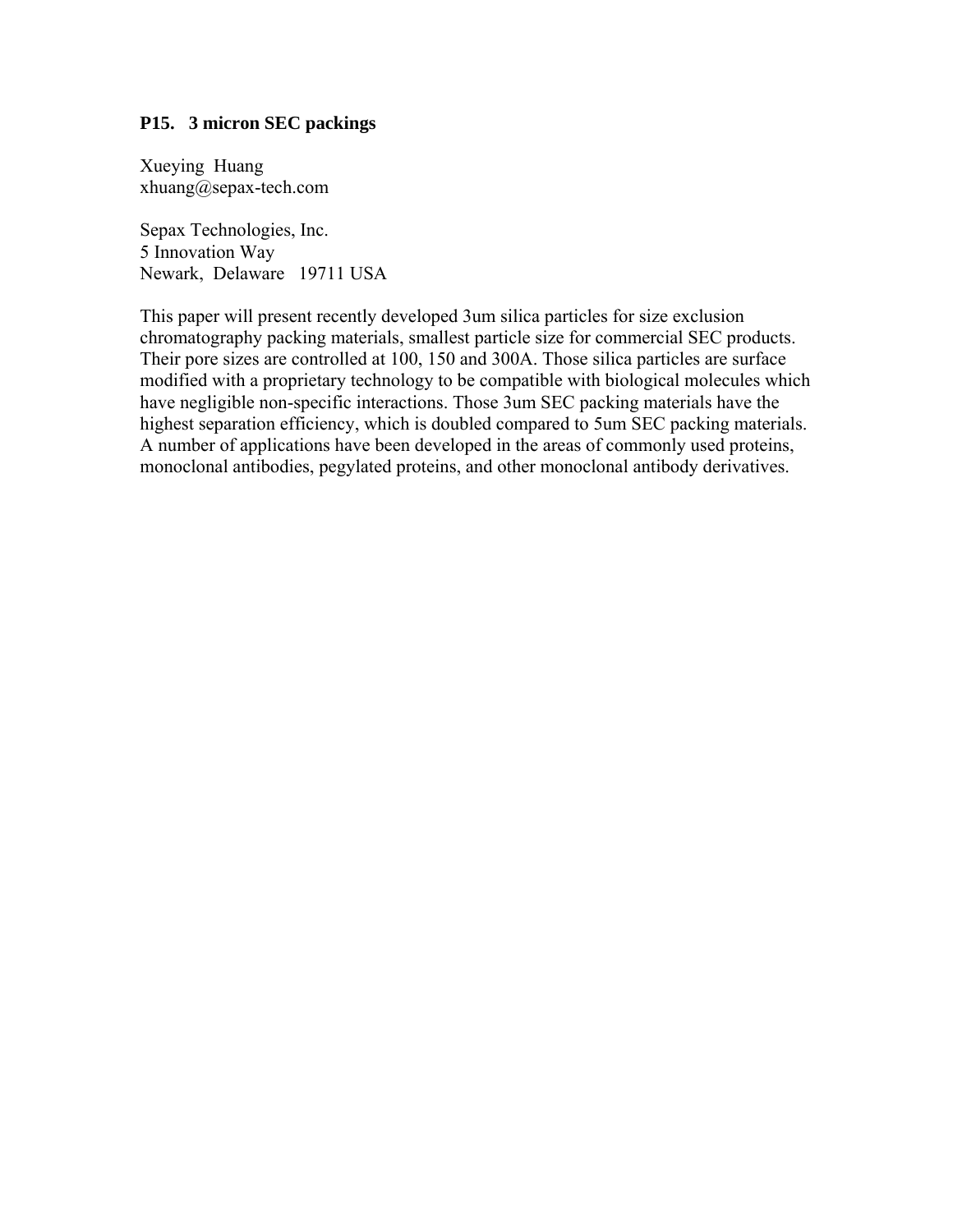### P15. 3 micron SEC packings

Xueying Huang
xhuang@sepax-tech.com

Sepax Technologies, Inc.
5 Innovation Way
Newark, Delaware 19711 USA

This paper will present recently developed 3um silica particles for size exclusion chromatography packing materials, smallest particle size for commercial SEC products. Their pore sizes are controlled at 100, 150 and 300A. Those silica particles are surface modified with a proprietary technology to be compatible with biological molecules which have negligible non-specific interactions. Those 3um SEC packing materials have the highest separation efficiency, which is doubled compared to 5um SEC packing materials. A number of applications have been developed in the areas of commonly used proteins, monoclonal antibodies, pegylated proteins, and other monoclonal antibody derivatives.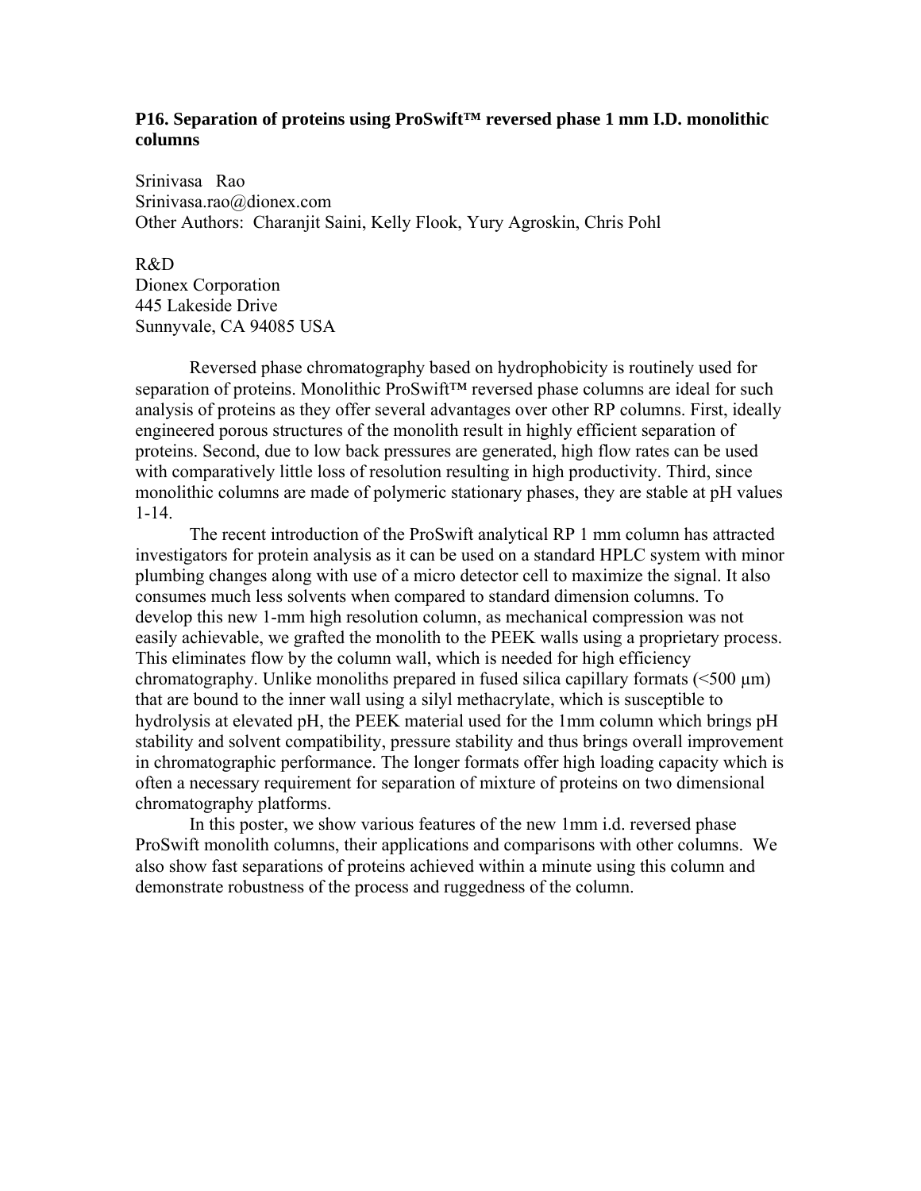### P16. Separation of proteins using ProSwift™ reversed phase 1 mm I.D. monolithic columns

Srinivasa Rao
Srinivasa.rao@dionex.com
Other Authors: Charanjit Saini, Kelly Flook, Yury Agroskin, Chris Pohl

R&D
Dionex Corporation
445 Lakeside Drive
Sunnyvale, CA 94085 USA

Reversed phase chromatography based on hydrophobicity is routinely used for separation of proteins. Monolithic ProSwift™ reversed phase columns are ideal for such analysis of proteins as they offer several advantages over other RP columns. First, ideally engineered porous structures of the monolith result in highly efficient separation of proteins. Second, due to low back pressures are generated, high flow rates can be used with comparatively little loss of resolution resulting in high productivity. Third, since monolithic columns are made of polymeric stationary phases, they are stable at pH values 1-14.

The recent introduction of the ProSwift analytical RP 1 mm column has attracted investigators for protein analysis as it can be used on a standard HPLC system with minor plumbing changes along with use of a micro detector cell to maximize the signal. It also consumes much less solvents when compared to standard dimension columns. To develop this new 1-mm high resolution column, as mechanical compression was not easily achievable, we grafted the monolith to the PEEK walls using a proprietary process. This eliminates flow by the column wall, which is needed for high efficiency chromatography. Unlike monoliths prepared in fused silica capillary formats (<500 µm) that are bound to the inner wall using a silyl methacrylate, which is susceptible to hydrolysis at elevated pH, the PEEK material used for the 1mm column which brings pH stability and solvent compatibility, pressure stability and thus brings overall improvement in chromatographic performance. The longer formats offer high loading capacity which is often a necessary requirement for separation of mixture of proteins on two dimensional chromatography platforms.

In this poster, we show various features of the new 1mm i.d. reversed phase ProSwift monolith columns, their applications and comparisons with other columns. We also show fast separations of proteins achieved within a minute using this column and demonstrate robustness of the process and ruggedness of the column.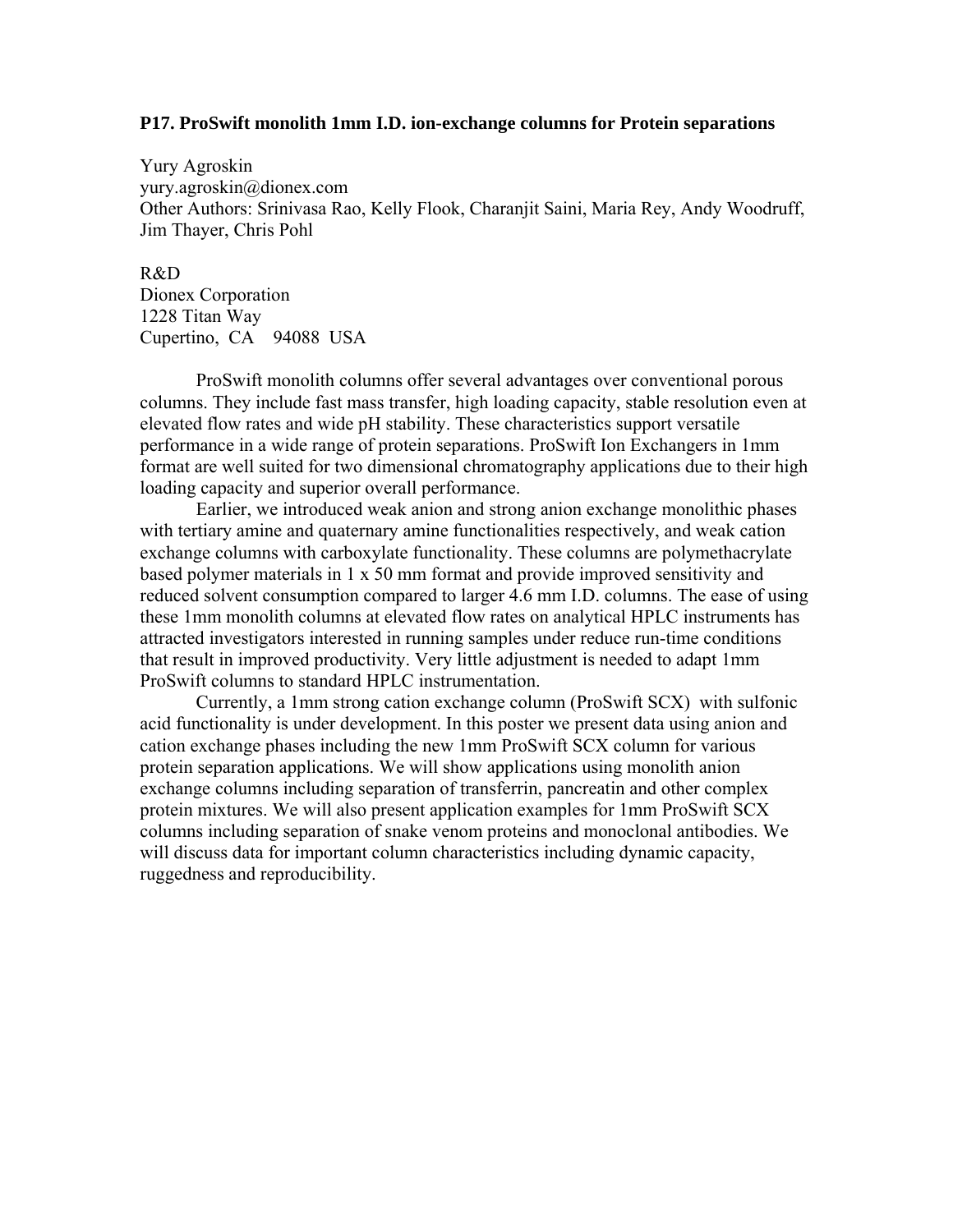**P17. ProSwift monolith 1mm I.D. ion-exchange columns for Protein separations**

Yury Agroskin
yury.agroskin@dionex.com
Other Authors: Srinivasa Rao, Kelly Flook, Charanjit Saini, Maria Rey, Andy Woodruff, Jim Thayer, Chris Pohl

R&D
Dionex Corporation
1228 Titan Way
Cupertino, CA 94088 USA

ProSwift monolith columns offer several advantages over conventional porous columns. They include fast mass transfer, high loading capacity, stable resolution even at elevated flow rates and wide pH stability. These characteristics support versatile performance in a wide range of protein separations. ProSwift Ion Exchangers in 1mm format are well suited for two dimensional chromatography applications due to their high loading capacity and superior overall performance.

Earlier, we introduced weak anion and strong anion exchange monolithic phases with tertiary amine and quaternary amine functionalities respectively, and weak cation exchange columns with carboxylate functionality. These columns are polymethacrylate based polymer materials in 1 x 50 mm format and provide improved sensitivity and reduced solvent consumption compared to larger 4.6 mm I.D. columns. The ease of using these 1mm monolith columns at elevated flow rates on analytical HPLC instruments has attracted investigators interested in running samples under reduce run-time conditions that result in improved productivity. Very little adjustment is needed to adapt 1mm ProSwift columns to standard HPLC instrumentation.

Currently, a 1mm strong cation exchange column (ProSwift SCX) with sulfonic acid functionality is under development. In this poster we present data using anion and cation exchange phases including the new 1mm ProSwift SCX column for various protein separation applications. We will show applications using monolith anion exchange columns including separation of transferrin, pancreatin and other complex protein mixtures. We will also present application examples for 1mm ProSwift SCX columns including separation of snake venom proteins and monoclonal antibodies. We will discuss data for important column characteristics including dynamic capacity, ruggedness and reproducibility.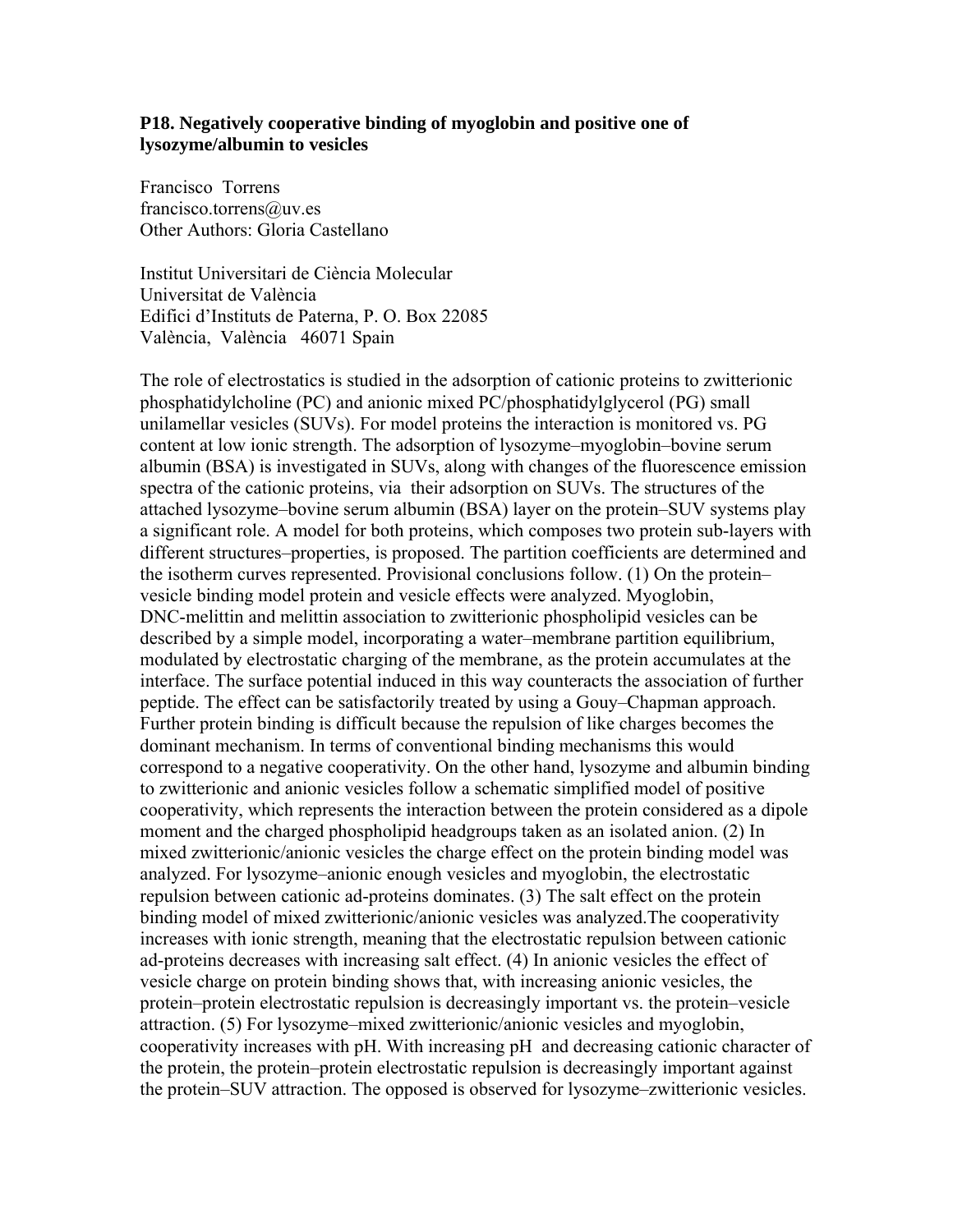**P18. Negatively cooperative binding of myoglobin and positive one of lysozyme/albumin to vesicles**

Francisco Torrens
francisco.torrens@uv.es
Other Authors: Gloria Castellano

Institut Universitari de Ciència Molecular
Universitat de València
Edifici d'Instituts de Paterna, P. O. Box 22085
València, València 46071 Spain

The role of electrostatics is studied in the adsorption of cationic proteins to zwitterionic phosphatidylcholine (PC) and anionic mixed PC/phosphatidylglycerol (PG) small unilamellar vesicles (SUVs). For model proteins the interaction is monitored vs. PG content at low ionic strength. The adsorption of lysozyme–myoglobin–bovine serum albumin (BSA) is investigated in SUVs, along with changes of the fluorescence emission spectra of the cationic proteins, via their adsorption on SUVs. The structures of the attached lysozyme–bovine serum albumin (BSA) layer on the protein–SUV systems play a significant role. A model for both proteins, which composes two protein sub-layers with different structures–properties, is proposed. The partition coefficients are determined and the isotherm curves represented. Provisional conclusions follow. (1) On the protein–vesicle binding model protein and vesicle effects were analyzed. Myoglobin, DNC-melittin and melittin association to zwitterionic phospholipid vesicles can be described by a simple model, incorporating a water–membrane partition equilibrium, modulated by electrostatic charging of the membrane, as the protein accumulates at the interface. The surface potential induced in this way counteracts the association of further peptide. The effect can be satisfactorily treated by using a Gouy–Chapman approach. Further protein binding is difficult because the repulsion of like charges becomes the dominant mechanism. In terms of conventional binding mechanisms this would correspond to a negative cooperativity. On the other hand, lysozyme and albumin binding to zwitterionic and anionic vesicles follow a schematic simplified model of positive cooperativity, which represents the interaction between the protein considered as a dipole moment and the charged phospholipid headgroups taken as an isolated anion. (2) In mixed zwitterionic/anionic vesicles the charge effect on the protein binding model was analyzed. For lysozyme–anionic enough vesicles and myoglobin, the electrostatic repulsion between cationic ad-proteins dominates. (3) The salt effect on the protein binding model of mixed zwitterionic/anionic vesicles was analyzed.The cooperativity increases with ionic strength, meaning that the electrostatic repulsion between cationic ad-proteins decreases with increasing salt effect. (4) In anionic vesicles the effect of vesicle charge on protein binding shows that, with increasing anionic vesicles, the protein–protein electrostatic repulsion is decreasingly important vs. the protein–vesicle attraction. (5) For lysozyme–mixed zwitterionic/anionic vesicles and myoglobin, cooperativity increases with pH. With increasing pH and decreasing cationic character of the protein, the protein–protein electrostatic repulsion is decreasingly important against the protein–SUV attraction. The opposed is observed for lysozyme–zwitterionic vesicles.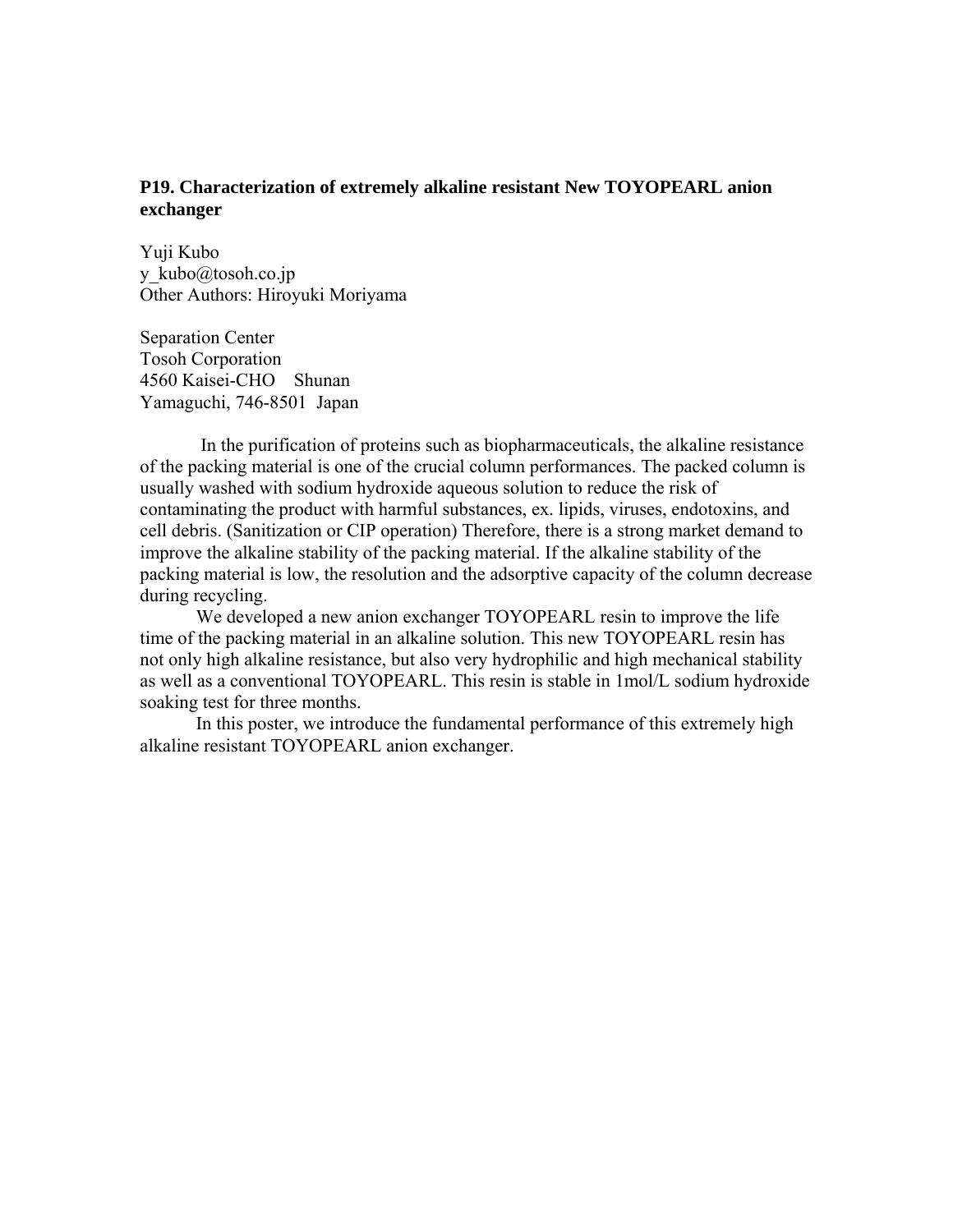### P19. Characterization of extremely alkaline resistant New TOYOPEARL anion exchanger

Yuji Kubo
y_kubo@tosoh.co.jp
Other Authors: Hiroyuki Moriyama

Separation Center
Tosoh Corporation
4560 Kaisei-CHO Shunan
Yamaguchi, 746-8501 Japan

In the purification of proteins such as biopharmaceuticals, the alkaline resistance of the packing material is one of the crucial column performances. The packed column is usually washed with sodium hydroxide aqueous solution to reduce the risk of contaminating the product with harmful substances, ex. lipids, viruses, endotoxins, and cell debris. (Sanitization or CIP operation) Therefore, there is a strong market demand to improve the alkaline stability of the packing material. If the alkaline stability of the packing material is low, the resolution and the adsorptive capacity of the column decrease during recycling.

We developed a new anion exchanger TOYOPEARL resin to improve the life time of the packing material in an alkaline solution. This new TOYOPEARL resin has not only high alkaline resistance, but also very hydrophilic and high mechanical stability as well as a conventional TOYOPEARL. This resin is stable in 1mol/L sodium hydroxide soaking test for three months.

In this poster, we introduce the fundamental performance of this extremely high alkaline resistant TOYOPEARL anion exchanger.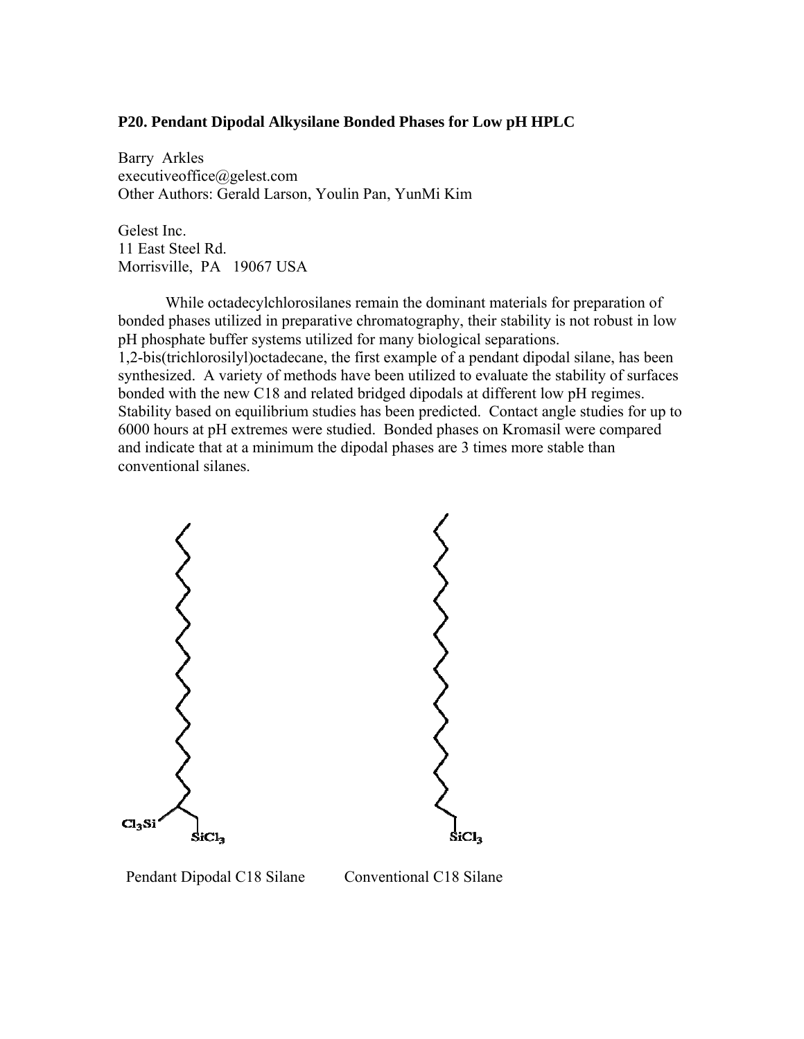**P20. Pendant Dipodal Alkysilane Bonded Phases for Low pH HPLC**

Barry Arkles
executiveoffice@gelest.com
Other Authors: Gerald Larson, Youlin Pan, YunMi Kim

Gelest Inc.
11 East Steel Rd.
Morrisville, PA 19067 USA

While octadecylchlorosilanes remain the dominant materials for preparation of bonded phases utilized in preparative chromatography, their stability is not robust in low pH phosphate buffer systems utilized for many biological separations. 1,2-bis(trichlorosilyl)octadecane, the first example of a pendant dipodal silane, has been synthesized. A variety of methods have been utilized to evaluate the stability of surfaces bonded with the new C18 and related bridged dipodals at different low pH regimes. Stability based on equilibrium studies has been predicted. Contact angle studies for up to 6000 hours at pH extremes were studied. Bonded phases on Kromasil were compared and indicate that at a minimum the dipodal phases are 3 times more stable than conventional silanes.

$Cl_3Si$ $SiCl_3$ $SiCl_3$

Pendant Dipodal C18 Silane Conventional C18 Silane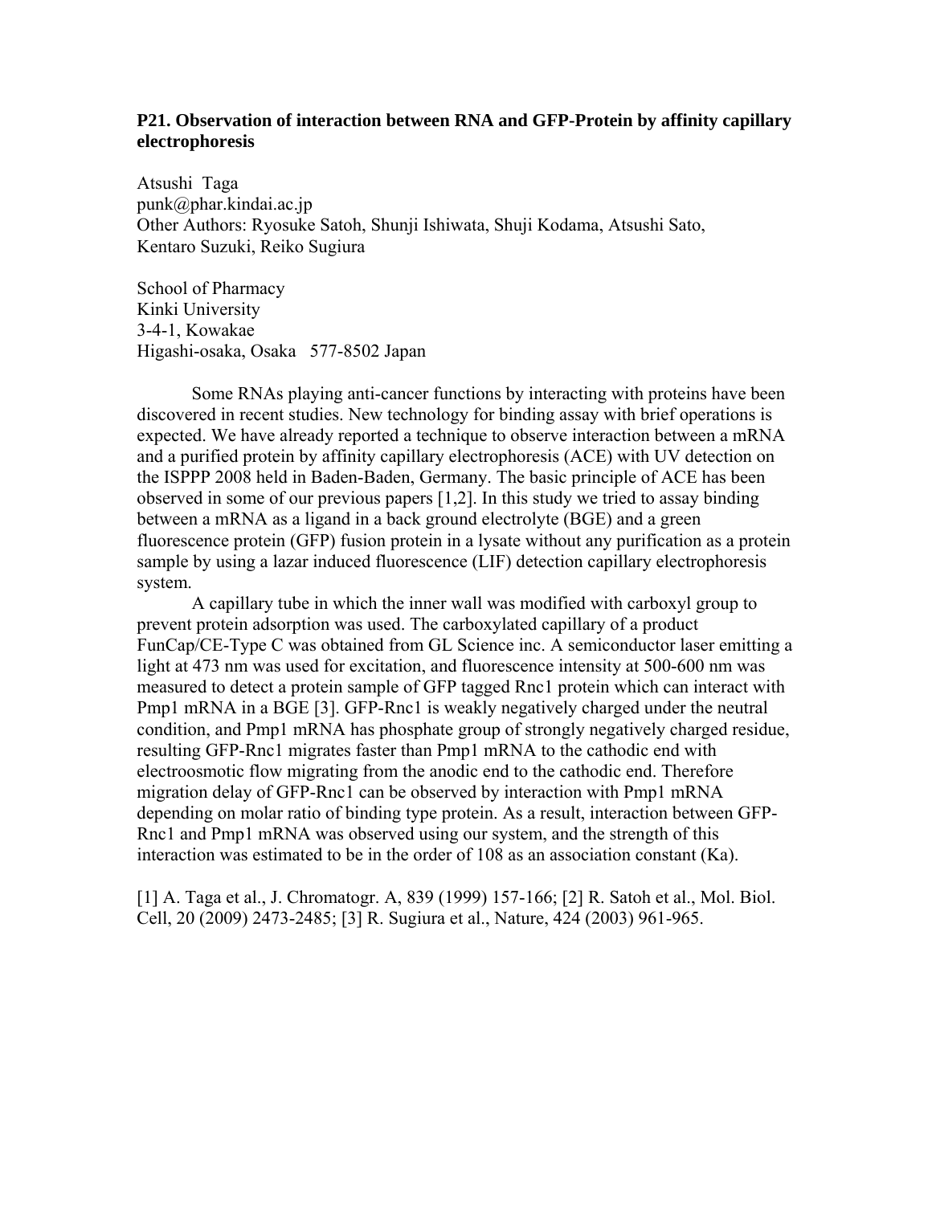### P21. Observation of interaction between RNA and GFP-Protein by affinity capillary electrophoresis

Atsushi Taga
punk@phar.kindai.ac.jp
Other Authors: Ryosuke Satoh, Shunji Ishiwata, Shuji Kodama, Atsushi Sato, Kentaro Suzuki, Reiko Sugiura

School of Pharmacy
Kinki University
3-4-1, Kowakae
Higashi-osaka, Osaka 577-8502 Japan

Some RNAs playing anti-cancer functions by interacting with proteins have been discovered in recent studies. New technology for binding assay with brief operations is expected. We have already reported a technique to observe interaction between a mRNA and a purified protein by affinity capillary electrophoresis (ACE) with UV detection on the ISPPP 2008 held in Baden-Baden, Germany. The basic principle of ACE has been observed in some of our previous papers [1,2]. In this study we tried to assay binding between a mRNA as a ligand in a back ground electrolyte (BGE) and a green fluorescence protein (GFP) fusion protein in a lysate without any purification as a protein sample by using a lazar induced fluorescence (LIF) detection capillary electrophoresis system.

A capillary tube in which the inner wall was modified with carboxyl group to prevent protein adsorption was used. The carboxylated capillary of a product FunCap/CE-Type C was obtained from GL Science inc. A semiconductor laser emitting a light at 473 nm was used for excitation, and fluorescence intensity at 500-600 nm was measured to detect a protein sample of GFP tagged Rnc1 protein which can interact with Pmp1 mRNA in a BGE [3]. GFP-Rnc1 is weakly negatively charged under the neutral condition, and Pmp1 mRNA has phosphate group of strongly negatively charged residue, resulting GFP-Rnc1 migrates faster than Pmp1 mRNA to the cathodic end with electroosmotic flow migrating from the anodic end to the cathodic end. Therefore migration delay of GFP-Rnc1 can be observed by interaction with Pmp1 mRNA depending on molar ratio of binding type protein. As a result, interaction between GFP-Rnc1 and Pmp1 mRNA was observed using our system, and the strength of this interaction was estimated to be in the order of $10^8$ as an association constant (Ka).

[1] A. Taga et al., J. Chromatogr. A, 839 (1999) 157-166; [2] R. Satoh et al., Mol. Biol. Cell, 20 (2009) 2473-2485; [3] R. Sugiura et al., Nature, 424 (2003) 961-965.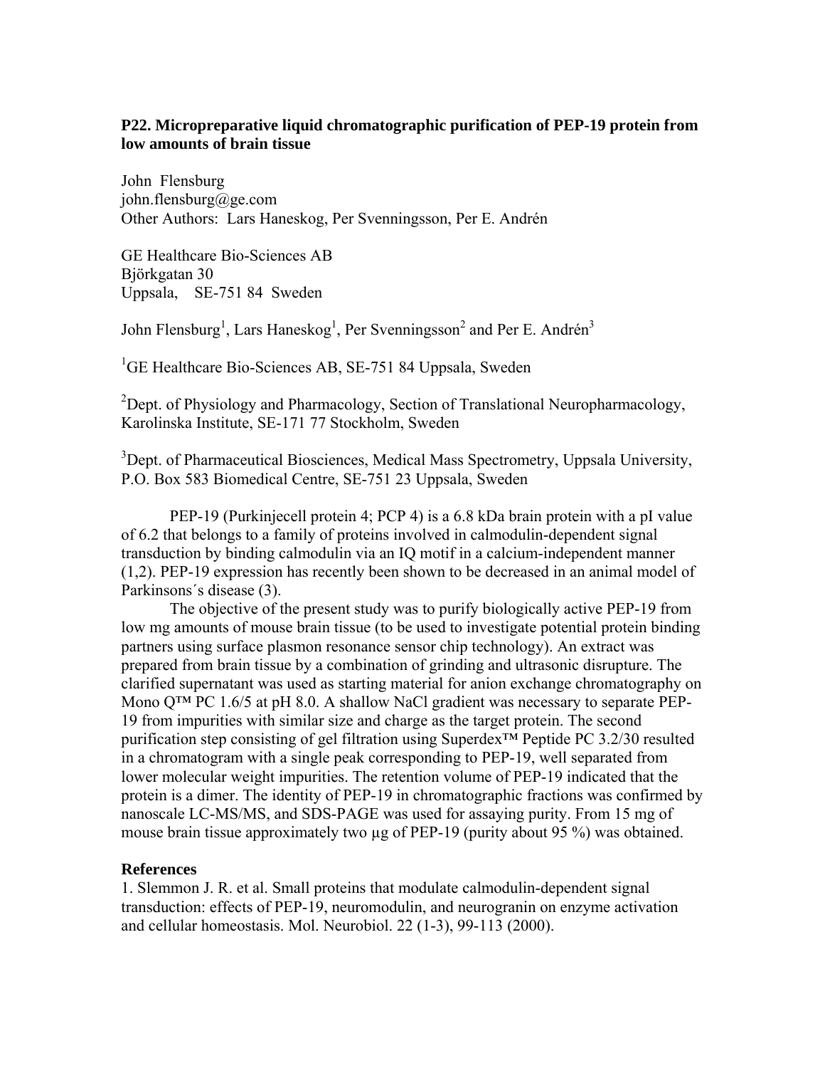### P22. Micropreparative liquid chromatographic purification of PEP-19 protein from low amounts of brain tissue

John Flensburg
john.flensburg@ge.com
Other Authors: Lars Haneskog, Per Svenningsson, Per E. Andrén

GE Healthcare Bio-Sciences AB
Björkgatan 30
Uppsala, SE-751 84 Sweden

John Flensburg[1], Lars Haneskog[1], Per Svenningsson[2] and Per E. Andrén[3]

[1]GE Healthcare Bio-Sciences AB, SE-751 84 Uppsala, Sweden

[2]Dept. of Physiology and Pharmacology, Section of Translational Neuropharmacology, Karolinska Institute, SE-171 77 Stockholm, Sweden

[3]Dept. of Pharmaceutical Biosciences, Medical Mass Spectrometry, Uppsala University, P.O. Box 583 Biomedical Centre, SE-751 23 Uppsala, Sweden

PEP-19 (Purkinjecell protein 4; PCP 4) is a 6.8 kDa brain protein with a pI value of 6.2 that belongs to a family of proteins involved in calmodulin-dependent signal transduction by binding calmodulin via an IQ motif in a calcium-independent manner (1,2). PEP-19 expression has recently been shown to be decreased in an animal model of Parkinsons´s disease (3).

The objective of the present study was to purify biologically active PEP-19 from low mg amounts of mouse brain tissue (to be used to investigate potential protein binding partners using surface plasmon resonance sensor chip technology). An extract was prepared from brain tissue by a combination of grinding and ultrasonic disrupture. The clarified supernatant was used as starting material for anion exchange chromatography on Mono Q™ PC 1.6/5 at pH 8.0. A shallow NaCl gradient was necessary to separate PEP-19 from impurities with similar size and charge as the target protein. The second purification step consisting of gel filtration using Superdex™ Peptide PC 3.2/30 resulted in a chromatogram with a single peak corresponding to PEP-19, well separated from lower molecular weight impurities. The retention volume of PEP-19 indicated that the protein is a dimer. The identity of PEP-19 in chromatographic fractions was confirmed by nanoscale LC-MS/MS, and SDS-PAGE was used for assaying purity. From 15 mg of mouse brain tissue approximately two µg of PEP-19 (purity about 95 %) was obtained.

#### References

1. Slemmon J. R. et al. Small proteins that modulate calmodulin-dependent signal transduction: effects of PEP-19, neuromodulin, and neurogranin on enzyme activation and cellular homeostasis. Mol. Neurobiol. 22 (1-3), 99-113 (2000).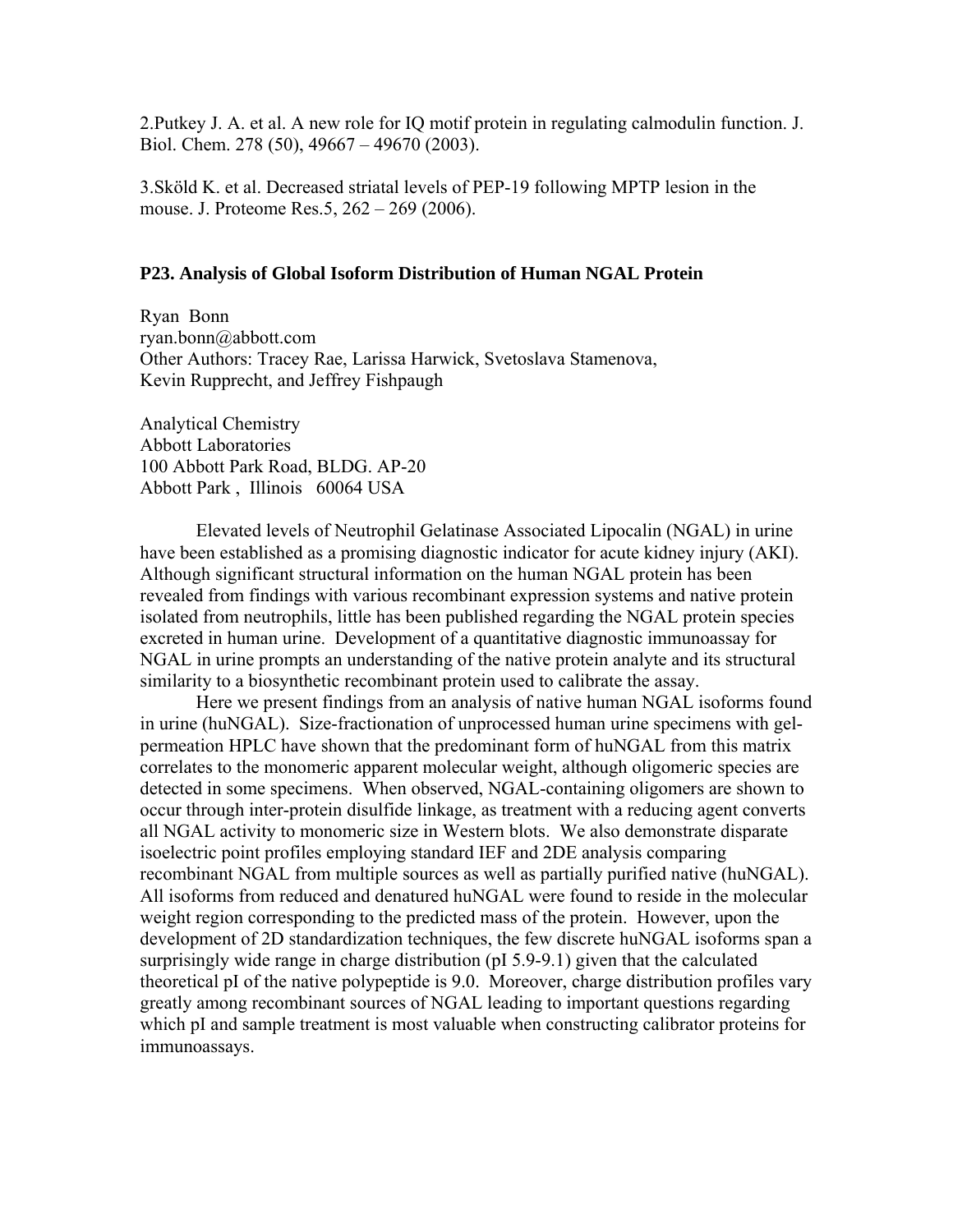2.Putkey J. A. et al. A new role for IQ motif protein in regulating calmodulin function. J. Biol. Chem. 278 (50), 49667 – 49670 (2003).

3.Sköld K. et al. Decreased striatal levels of PEP-19 following MPTP lesion in the mouse. J. Proteome Res.5, 262 – 269 (2006).

### P23. Analysis of Global Isoform Distribution of Human NGAL Protein

Ryan Bonn
ryan.bonn@abbott.com
Other Authors: Tracey Rae, Larissa Harwick, Svetoslava Stamenova, Kevin Rupprecht, and Jeffrey Fishpaugh

Analytical Chemistry
Abbott Laboratories
100 Abbott Park Road, BLDG. AP-20
Abbott Park , Illinois 60064 USA

Elevated levels of Neutrophil Gelatinase Associated Lipocalin (NGAL) in urine have been established as a promising diagnostic indicator for acute kidney injury (AKI). Although significant structural information on the human NGAL protein has been revealed from findings with various recombinant expression systems and native protein isolated from neutrophils, little has been published regarding the NGAL protein species excreted in human urine. Development of a quantitative diagnostic immunoassay for NGAL in urine prompts an understanding of the native protein analyte and its structural similarity to a biosynthetic recombinant protein used to calibrate the assay.

Here we present findings from an analysis of native human NGAL isoforms found in urine (huNGAL). Size-fractionation of unprocessed human urine specimens with gel-permeation HPLC have shown that the predominant form of huNGAL from this matrix correlates to the monomeric apparent molecular weight, although oligomeric species are detected in some specimens. When observed, NGAL-containing oligomers are shown to occur through inter-protein disulfide linkage, as treatment with a reducing agent converts all NGAL activity to monomeric size in Western blots. We also demonstrate disparate isoelectric point profiles employing standard IEF and 2DE analysis comparing recombinant NGAL from multiple sources as well as partially purified native (huNGAL). All isoforms from reduced and denatured huNGAL were found to reside in the molecular weight region corresponding to the predicted mass of the protein. However, upon the development of 2D standardization techniques, the few discrete huNGAL isoforms span a surprisingly wide range in charge distribution (pI 5.9-9.1) given that the calculated theoretical pI of the native polypeptide is 9.0. Moreover, charge distribution profiles vary greatly among recombinant sources of NGAL leading to important questions regarding which pI and sample treatment is most valuable when constructing calibrator proteins for immunoassays.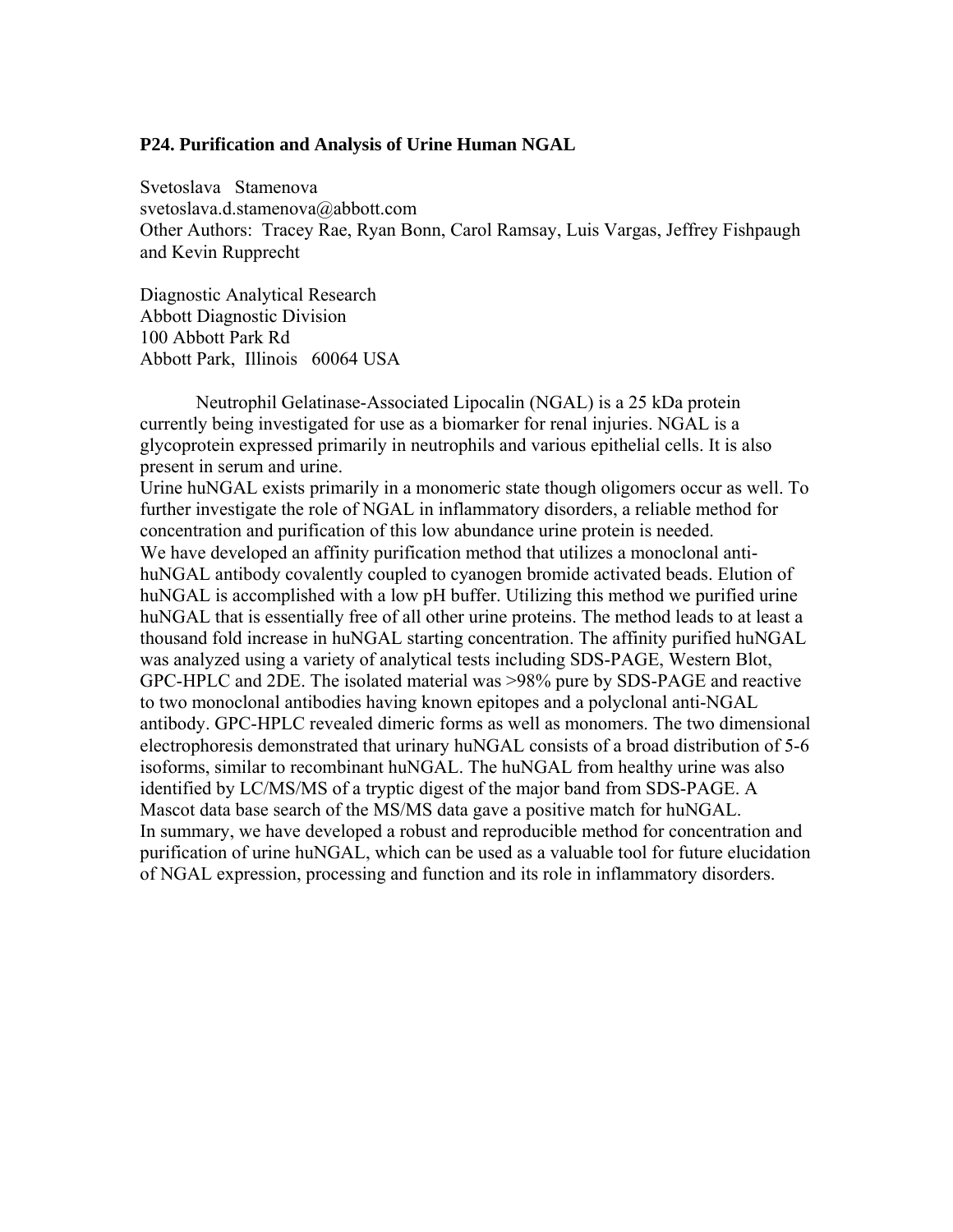### P24. Purification and Analysis of Urine Human NGAL

Svetoslava Stamenova
svetoslava.d.stamenova@abbott.com
Other Authors: Tracey Rae, Ryan Bonn, Carol Ramsay, Luis Vargas, Jeffrey Fishpaugh and Kevin Rupprecht

Diagnostic Analytical Research
Abbott Diagnostic Division
100 Abbott Park Rd
Abbott Park, Illinois 60064 USA

Neutrophil Gelatinase-Associated Lipocalin (NGAL) is a 25 kDa protein currently being investigated for use as a biomarker for renal injuries. NGAL is a glycoprotein expressed primarily in neutrophils and various epithelial cells. It is also present in serum and urine.

Urine huNGAL exists primarily in a monomeric state though oligomers occur as well. To further investigate the role of NGAL in inflammatory disorders, a reliable method for concentration and purification of this low abundance urine protein is needed.

We have developed an affinity purification method that utilizes a monoclonal anti-huNGAL antibody covalently coupled to cyanogen bromide activated beads. Elution of huNGAL is accomplished with a low pH buffer. Utilizing this method we purified urine huNGAL that is essentially free of all other urine proteins. The method leads to at least a thousand fold increase in huNGAL starting concentration. The affinity purified huNGAL was analyzed using a variety of analytical tests including SDS-PAGE, Western Blot, GPC-HPLC and 2DE. The isolated material was >98% pure by SDS-PAGE and reactive to two monoclonal antibodies having known epitopes and a polyclonal anti-NGAL antibody. GPC-HPLC revealed dimeric forms as well as monomers. The two dimensional electrophoresis demonstrated that urinary huNGAL consists of a broad distribution of 5-6 isoforms, similar to recombinant huNGAL. The huNGAL from healthy urine was also identified by LC/MS/MS of a tryptic digest of the major band from SDS-PAGE. A Mascot data base search of the MS/MS data gave a positive match for huNGAL.

In summary, we have developed a robust and reproducible method for concentration and purification of urine huNGAL, which can be used as a valuable tool for future elucidation of NGAL expression, processing and function and its role in inflammatory disorders.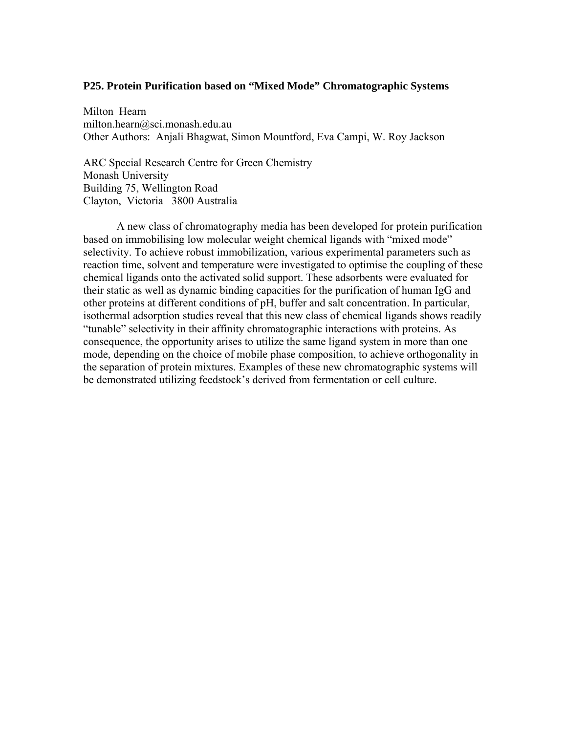### P25. Protein Purification based on "Mixed Mode" Chromatographic Systems

Milton Hearn
milton.hearn@sci.monash.edu.au
Other Authors: Anjali Bhagwat, Simon Mountford, Eva Campi, W. Roy Jackson

ARC Special Research Centre for Green Chemistry
Monash University
Building 75, Wellington Road
Clayton, Victoria 3800 Australia

A new class of chromatography media has been developed for protein purification based on immobilising low molecular weight chemical ligands with "mixed mode" selectivity. To achieve robust immobilization, various experimental parameters such as reaction time, solvent and temperature were investigated to optimise the coupling of these chemical ligands onto the activated solid support. These adsorbents were evaluated for their static as well as dynamic binding capacities for the purification of human IgG and other proteins at different conditions of pH, buffer and salt concentration. In particular, isothermal adsorption studies reveal that this new class of chemical ligands shows readily "tunable" selectivity in their affinity chromatographic interactions with proteins. As consequence, the opportunity arises to utilize the same ligand system in more than one mode, depending on the choice of mobile phase composition, to achieve orthogonality in the separation of protein mixtures. Examples of these new chromatographic systems will be demonstrated utilizing feedstock's derived from fermentation or cell culture.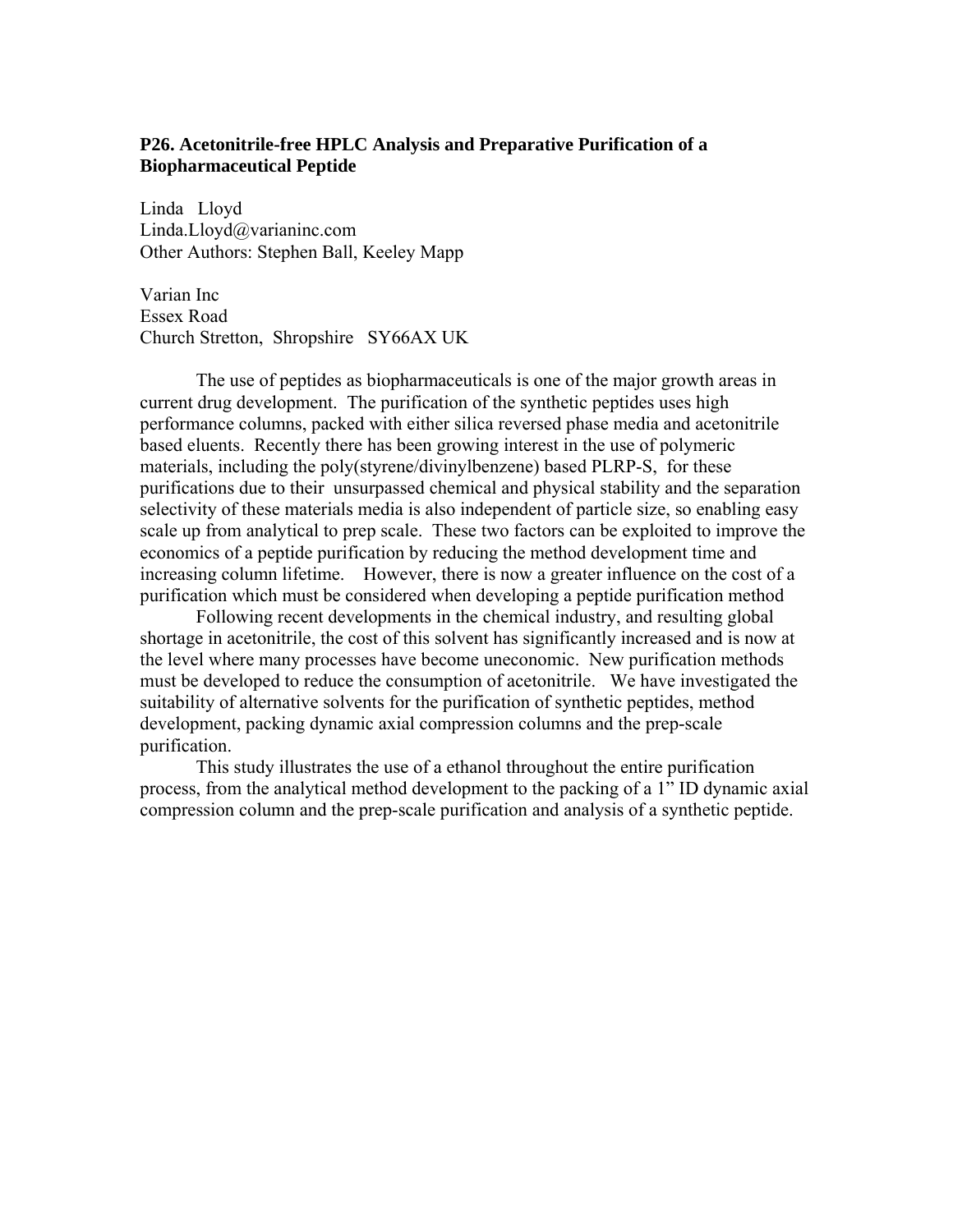**P26. Acetonitrile-free HPLC Analysis and Preparative Purification of a Biopharmaceutical Peptide**

Linda Lloyd
Linda.Lloyd@varianinc.com
Other Authors: Stephen Ball, Keeley Mapp

Varian Inc
Essex Road
Church Stretton, Shropshire SY66AX UK

The use of peptides as biopharmaceuticals is one of the major growth areas in current drug development. The purification of the synthetic peptides uses high performance columns, packed with either silica reversed phase media and acetonitrile based eluents. Recently there has been growing interest in the use of polymeric materials, including the poly(styrene/divinylbenzene) based PLRP-S, for these purifications due to their unsurpassed chemical and physical stability and the separation selectivity of these materials media is also independent of particle size, so enabling easy scale up from analytical to prep scale. These two factors can be exploited to improve the economics of a peptide purification by reducing the method development time and increasing column lifetime. However, there is now a greater influence on the cost of a purification which must be considered when developing a peptide purification method

Following recent developments in the chemical industry, and resulting global shortage in acetonitrile, the cost of this solvent has significantly increased and is now at the level where many processes have become uneconomic. New purification methods must be developed to reduce the consumption of acetonitrile. We have investigated the suitability of alternative solvents for the purification of synthetic peptides, method development, packing dynamic axial compression columns and the prep-scale purification.

This study illustrates the use of a ethanol throughout the entire purification process, from the analytical method development to the packing of a 1" ID dynamic axial compression column and the prep-scale purification and analysis of a synthetic peptide.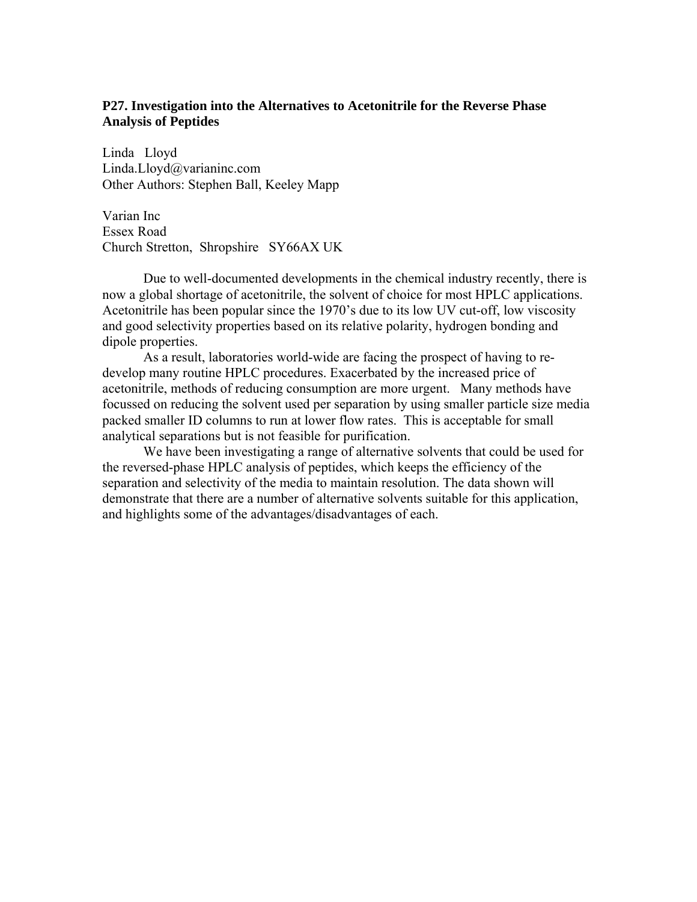**P27. Investigation into the Alternatives to Acetonitrile for the Reverse Phase Analysis of Peptides**

Linda Lloyd
Linda.Lloyd@varianinc.com
Other Authors: Stephen Ball, Keeley Mapp

Varian Inc
Essex Road
Church Stretton, Shropshire SY66AX UK

Due to well-documented developments in the chemical industry recently, there is now a global shortage of acetonitrile, the solvent of choice for most HPLC applications. Acetonitrile has been popular since the 1970's due to its low UV cut-off, low viscosity and good selectivity properties based on its relative polarity, hydrogen bonding and dipole properties.

As a result, laboratories world-wide are facing the prospect of having to re-develop many routine HPLC procedures. Exacerbated by the increased price of acetonitrile, methods of reducing consumption are more urgent. Many methods have focussed on reducing the solvent used per separation by using smaller particle size media packed smaller ID columns to run at lower flow rates. This is acceptable for small analytical separations but is not feasible for purification.

We have been investigating a range of alternative solvents that could be used for the reversed-phase HPLC analysis of peptides, which keeps the efficiency of the separation and selectivity of the media to maintain resolution. The data shown will demonstrate that there are a number of alternative solvents suitable for this application, and highlights some of the advantages/disadvantages of each.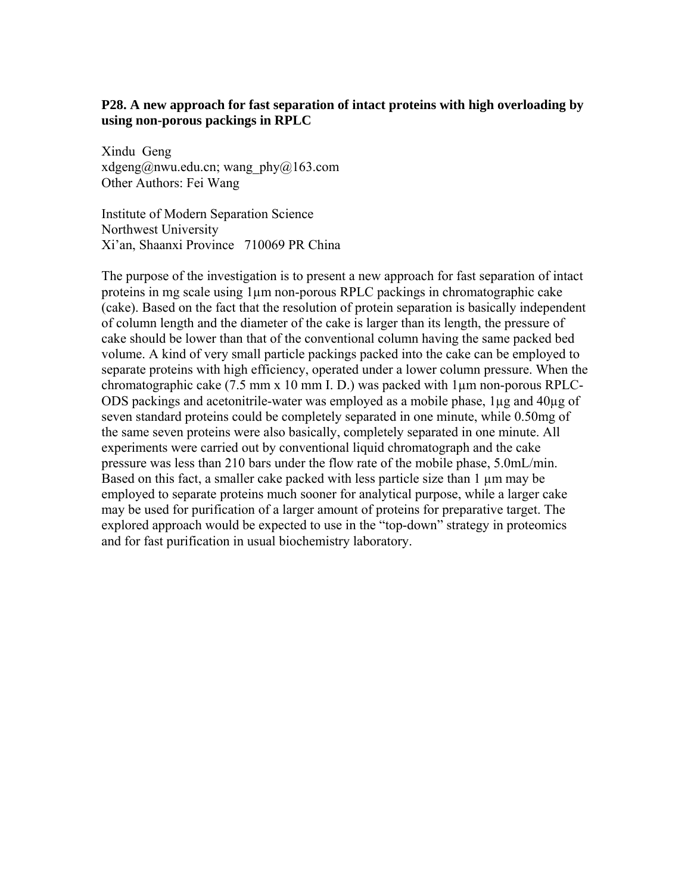**P28. A new approach for fast separation of intact proteins with high overloading by using non-porous packings in RPLC**

Xindu Geng
xdgeng@nwu.edu.cn; wang_phy@163.com
Other Authors: Fei Wang

Institute of Modern Separation Science
Northwest University
Xi'an, Shaanxi Province 710069 PR China

The purpose of the investigation is to present a new approach for fast separation of intact proteins in mg scale using 1μm non-porous RPLC packings in chromatographic cake (cake). Based on the fact that the resolution of protein separation is basically independent of column length and the diameter of the cake is larger than its length, the pressure of cake should be lower than that of the conventional column having the same packed bed volume. A kind of very small particle packings packed into the cake can be employed to separate proteins with high efficiency, operated under a lower column pressure. When the chromatographic cake (7.5 mm x 10 mm I. D.) was packed with 1μm non-porous RPLC-ODS packings and acetonitrile-water was employed as a mobile phase, 1μg and 40μg of seven standard proteins could be completely separated in one minute, while 0.50mg of the same seven proteins were also basically, completely separated in one minute. All experiments were carried out by conventional liquid chromatograph and the cake pressure was less than 210 bars under the flow rate of the mobile phase, 5.0mL/min. Based on this fact, a smaller cake packed with less particle size than 1 μm may be employed to separate proteins much sooner for analytical purpose, while a larger cake may be used for purification of a larger amount of proteins for preparative target. The explored approach would be expected to use in the "top-down" strategy in proteomics and for fast purification in usual biochemistry laboratory.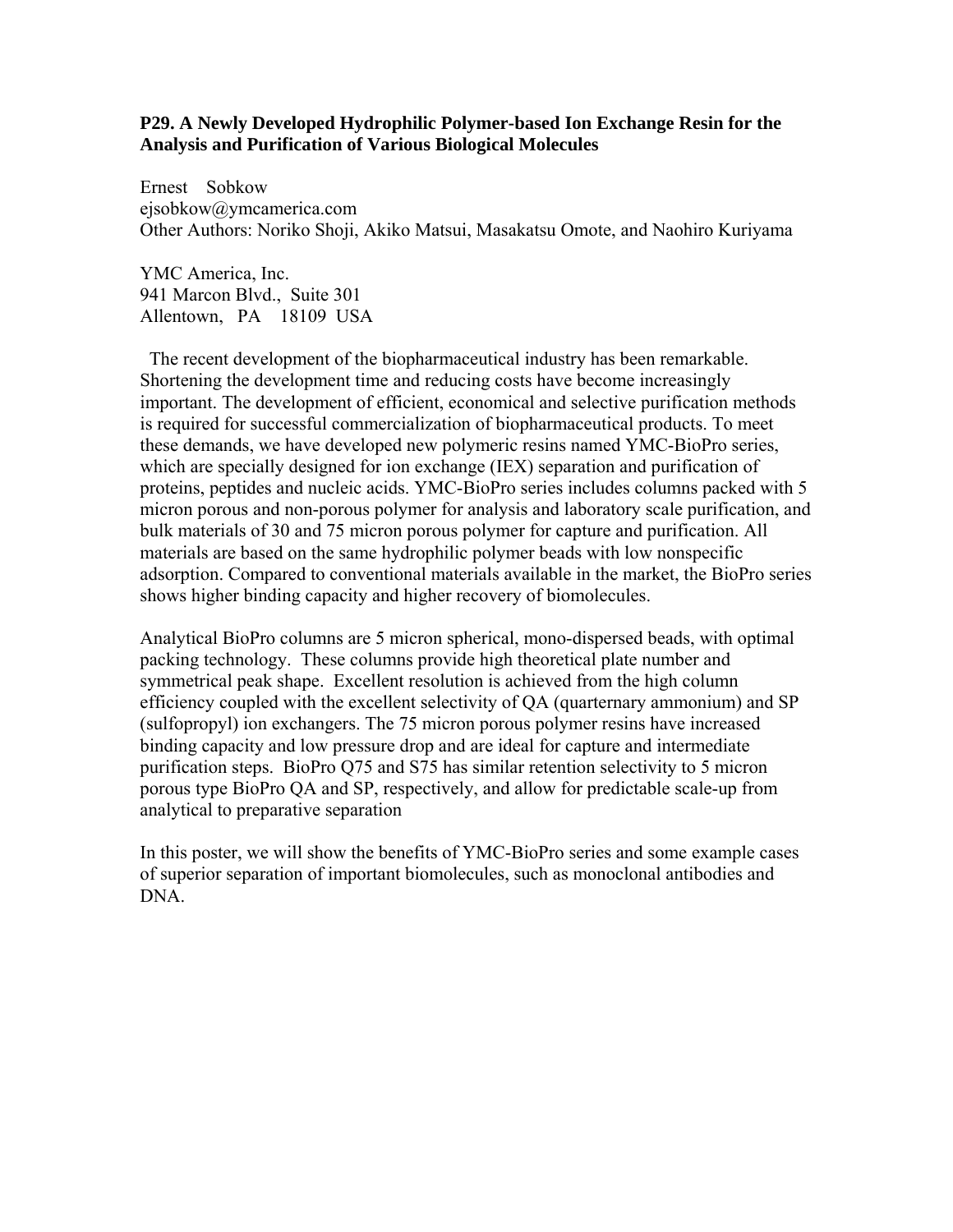### P29. A Newly Developed Hydrophilic Polymer-based Ion Exchange Resin for the Analysis and Purification of Various Biological Molecules

Ernest Sobkow
ejsobkow@ymcamerica.com
Other Authors: Noriko Shoji, Akiko Matsui, Masakatsu Omote, and Naohiro Kuriyama

YMC America, Inc.
941 Marcon Blvd., Suite 301
Allentown, PA 18109 USA

The recent development of the biopharmaceutical industry has been remarkable. Shortening the development time and reducing costs have become increasingly important. The development of efficient, economical and selective purification methods is required for successful commercialization of biopharmaceutical products. To meet these demands, we have developed new polymeric resins named YMC-BioPro series, which are specially designed for ion exchange (IEX) separation and purification of proteins, peptides and nucleic acids. YMC-BioPro series includes columns packed with 5 micron porous and non-porous polymer for analysis and laboratory scale purification, and bulk materials of 30 and 75 micron porous polymer for capture and purification. All materials are based on the same hydrophilic polymer beads with low nonspecific adsorption. Compared to conventional materials available in the market, the BioPro series shows higher binding capacity and higher recovery of biomolecules.

Analytical BioPro columns are 5 micron spherical, mono-dispersed beads, with optimal packing technology. These columns provide high theoretical plate number and symmetrical peak shape. Excellent resolution is achieved from the high column efficiency coupled with the excellent selectivity of QA (quarternary ammonium) and SP (sulfopropyl) ion exchangers. The 75 micron porous polymer resins have increased binding capacity and low pressure drop and are ideal for capture and intermediate purification steps. BioPro Q75 and S75 has similar retention selectivity to 5 micron porous type BioPro QA and SP, respectively, and allow for predictable scale-up from analytical to preparative separation

In this poster, we will show the benefits of YMC-BioPro series and some example cases of superior separation of important biomolecules, such as monoclonal antibodies and DNA.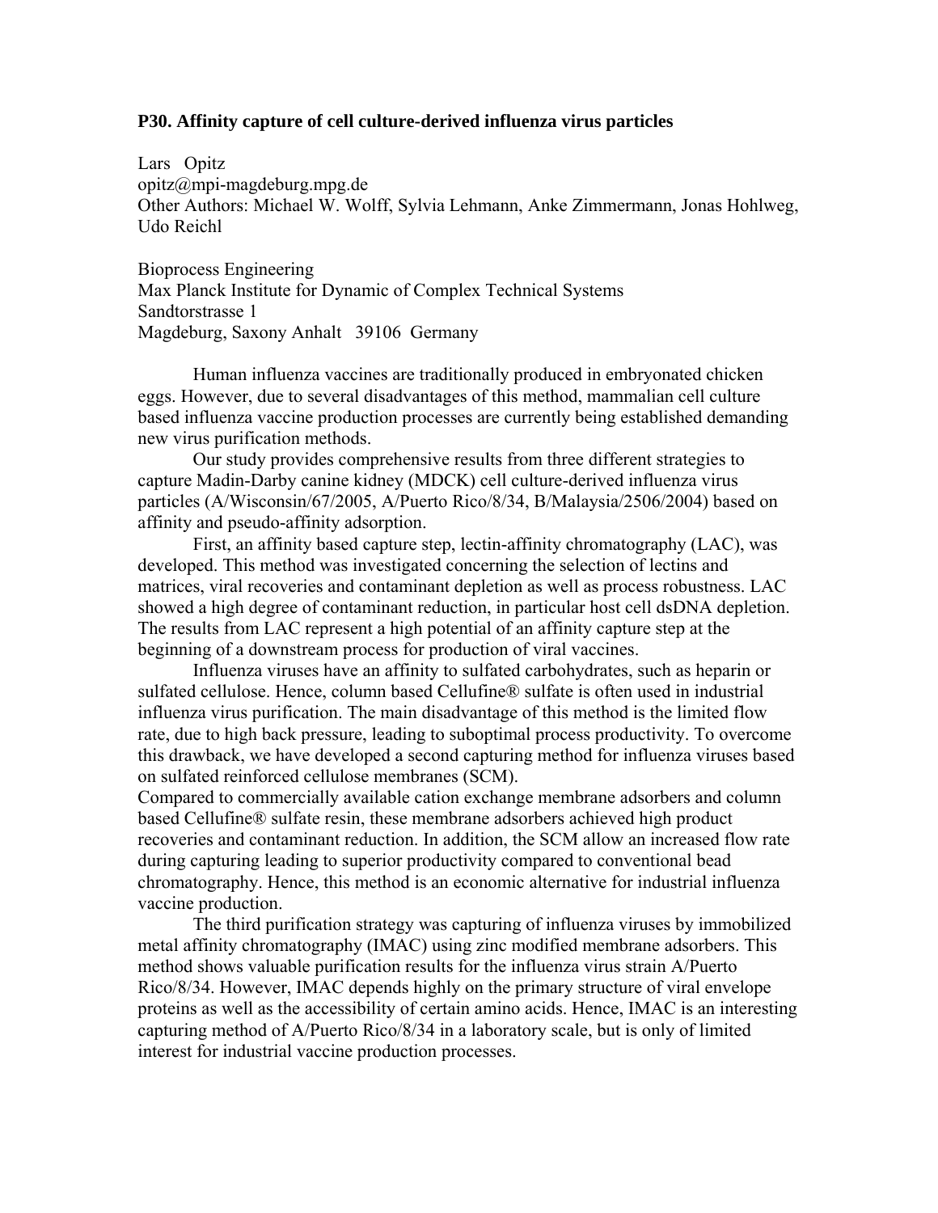**P30. Affinity capture of cell culture-derived influenza virus particles**

Lars Opitz  
opitz@mpi-magdeburg.mpg.de  
Other Authors: Michael W. Wolff, Sylvia Lehmann, Anke Zimmermann, Jonas Hohlweg, Udo Reichl

Bioprocess Engineering  
Max Planck Institute for Dynamic of Complex Technical Systems  
Sandtorstrasse 1  
Magdeburg, Saxony Anhalt 39106 Germany

Human influenza vaccines are traditionally produced in embryonated chicken eggs. However, due to several disadvantages of this method, mammalian cell culture based influenza vaccine production processes are currently being established demanding new virus purification methods.

Our study provides comprehensive results from three different strategies to capture Madin-Darby canine kidney (MDCK) cell culture-derived influenza virus particles (A/Wisconsin/67/2005, A/Puerto Rico/8/34, B/Malaysia/2506/2004) based on affinity and pseudo-affinity adsorption.

First, an affinity based capture step, lectin-affinity chromatography (LAC), was developed. This method was investigated concerning the selection of lectins and matrices, viral recoveries and contaminant depletion as well as process robustness. LAC showed a high degree of contaminant reduction, in particular host cell dsDNA depletion. The results from LAC represent a high potential of an affinity capture step at the beginning of a downstream process for production of viral vaccines.

Influenza viruses have an affinity to sulfated carbohydrates, such as heparin or sulfated cellulose. Hence, column based Cellufine® sulfate is often used in industrial influenza virus purification. The main disadvantage of this method is the limited flow rate, due to high back pressure, leading to suboptimal process productivity. To overcome this drawback, we have developed a second capturing method for influenza viruses based on sulfated reinforced cellulose membranes (SCM).

Compared to commercially available cation exchange membrane adsorbers and column based Cellufine® sulfate resin, these membrane adsorbers achieved high product recoveries and contaminant reduction. In addition, the SCM allow an increased flow rate during capturing leading to superior productivity compared to conventional bead chromatography. Hence, this method is an economic alternative for industrial influenza vaccine production.

The third purification strategy was capturing of influenza viruses by immobilized metal affinity chromatography (IMAC) using zinc modified membrane adsorbers. This method shows valuable purification results for the influenza virus strain A/Puerto Rico/8/34. However, IMAC depends highly on the primary structure of viral envelope proteins as well as the accessibility of certain amino acids. Hence, IMAC is an interesting capturing method of A/Puerto Rico/8/34 in a laboratory scale, but is only of limited interest for industrial vaccine production processes.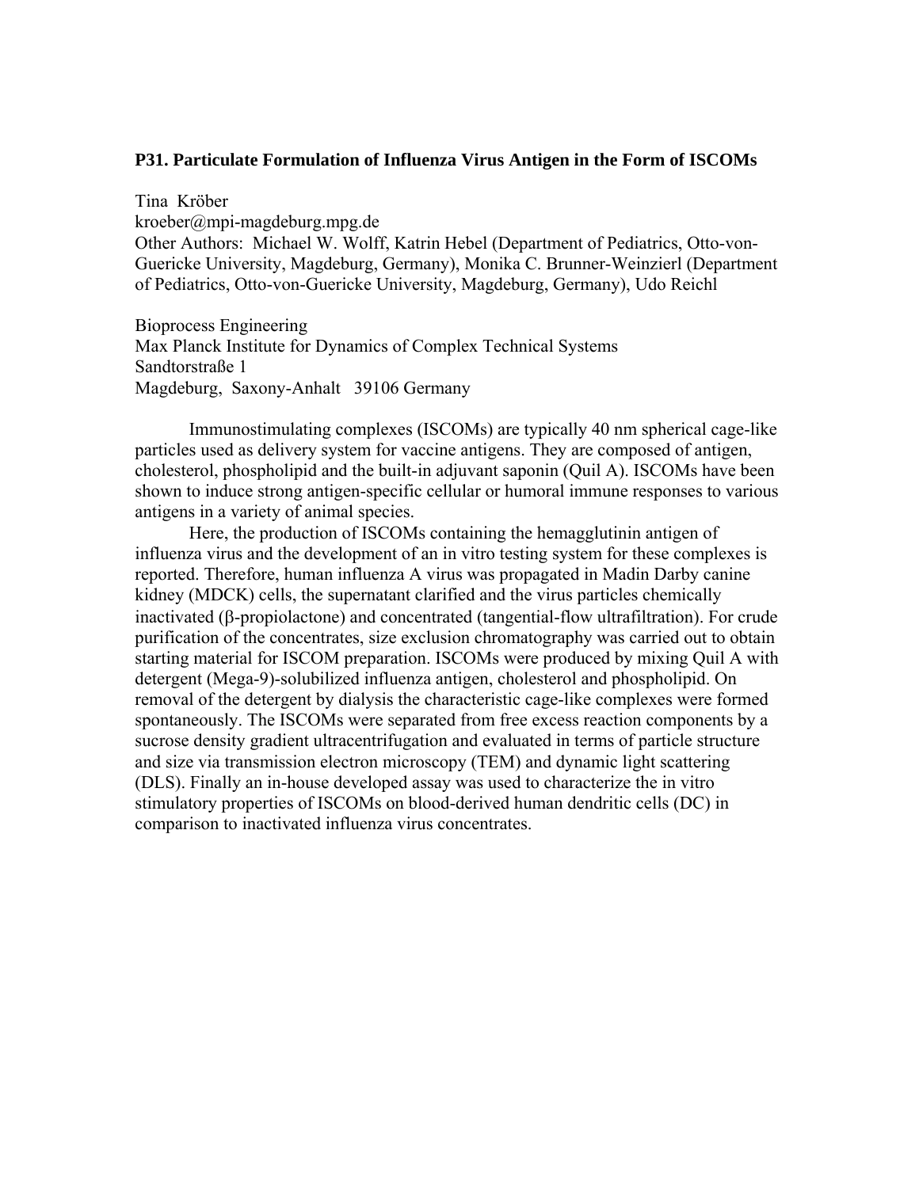### P31. Particulate Formulation of Influenza Virus Antigen in the Form of ISCOMs

Tina Kröber
kroeber@mpi-magdeburg.mpg.de
Other Authors: Michael W. Wolff, Katrin Hebel (Department of Pediatrics, Otto-von-Guericke University, Magdeburg, Germany), Monika C. Brunner-Weinzierl (Department of Pediatrics, Otto-von-Guericke University, Magdeburg, Germany), Udo Reichl

Bioprocess Engineering
Max Planck Institute for Dynamics of Complex Technical Systems
Sandtorstraße 1
Magdeburg, Saxony-Anhalt 39106 Germany

Immunostimulating complexes (ISCOMs) are typically 40 nm spherical cage-like particles used as delivery system for vaccine antigens. They are composed of antigen, cholesterol, phospholipid and the built-in adjuvant saponin (Quil A). ISCOMs have been shown to induce strong antigen-specific cellular or humoral immune responses to various antigens in a variety of animal species.

Here, the production of ISCOMs containing the hemagglutinin antigen of influenza virus and the development of an in vitro testing system for these complexes is reported. Therefore, human influenza A virus was propagated in Madin Darby canine kidney (MDCK) cells, the supernatant clarified and the virus particles chemically inactivated (β-propiolactone) and concentrated (tangential-flow ultrafiltration). For crude purification of the concentrates, size exclusion chromatography was carried out to obtain starting material for ISCOM preparation. ISCOMs were produced by mixing Quil A with detergent (Mega-9)-solubilized influenza antigen, cholesterol and phospholipid. On removal of the detergent by dialysis the characteristic cage-like complexes were formed spontaneously. The ISCOMs were separated from free excess reaction components by a sucrose density gradient ultracentrifugation and evaluated in terms of particle structure and size via transmission electron microscopy (TEM) and dynamic light scattering (DLS). Finally an in-house developed assay was used to characterize the in vitro stimulatory properties of ISCOMs on blood-derived human dendritic cells (DC) in comparison to inactivated influenza virus concentrates.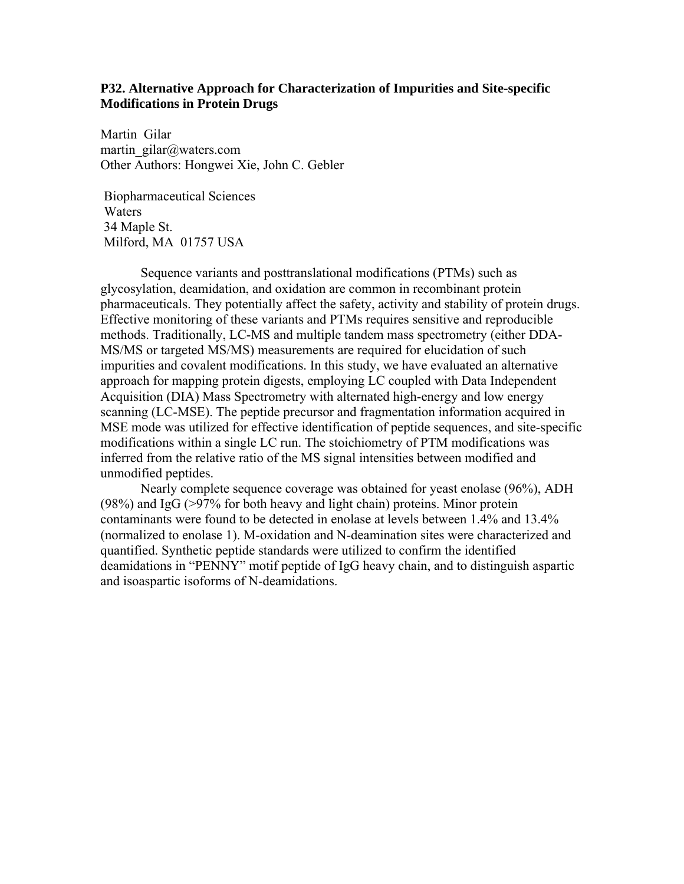### P32. Alternative Approach for Characterization of Impurities and Site-specific Modifications in Protein Drugs

Martin Gilar
martin_gilar@waters.com
Other Authors: Hongwei Xie, John C. Gebler

Biopharmaceutical Sciences
Waters
34 Maple St.
Milford, MA 01757 USA

Sequence variants and posttranslational modifications (PTMs) such as glycosylation, deamidation, and oxidation are common in recombinant protein pharmaceuticals. They potentially affect the safety, activity and stability of protein drugs. Effective monitoring of these variants and PTMs requires sensitive and reproducible methods. Traditionally, LC-MS and multiple tandem mass spectrometry (either DDA-MS/MS or targeted MS/MS) measurements are required for elucidation of such impurities and covalent modifications. In this study, we have evaluated an alternative approach for mapping protein digests, employing LC coupled with Data Independent Acquisition (DIA) Mass Spectrometry with alternated high-energy and low energy scanning (LC-MSE). The peptide precursor and fragmentation information acquired in MSE mode was utilized for effective identification of peptide sequences, and site-specific modifications within a single LC run. The stoichiometry of PTM modifications was inferred from the relative ratio of the MS signal intensities between modified and unmodified peptides.

Nearly complete sequence coverage was obtained for yeast enolase (96%), ADH (98%) and IgG (>97% for both heavy and light chain) proteins. Minor protein contaminants were found to be detected in enolase at levels between 1.4% and 13.4% (normalized to enolase 1). M-oxidation and N-deamination sites were characterized and quantified. Synthetic peptide standards were utilized to confirm the identified deamidations in "PENNY" motif peptide of IgG heavy chain, and to distinguish aspartic and isoaspartic isoforms of N-deamidations.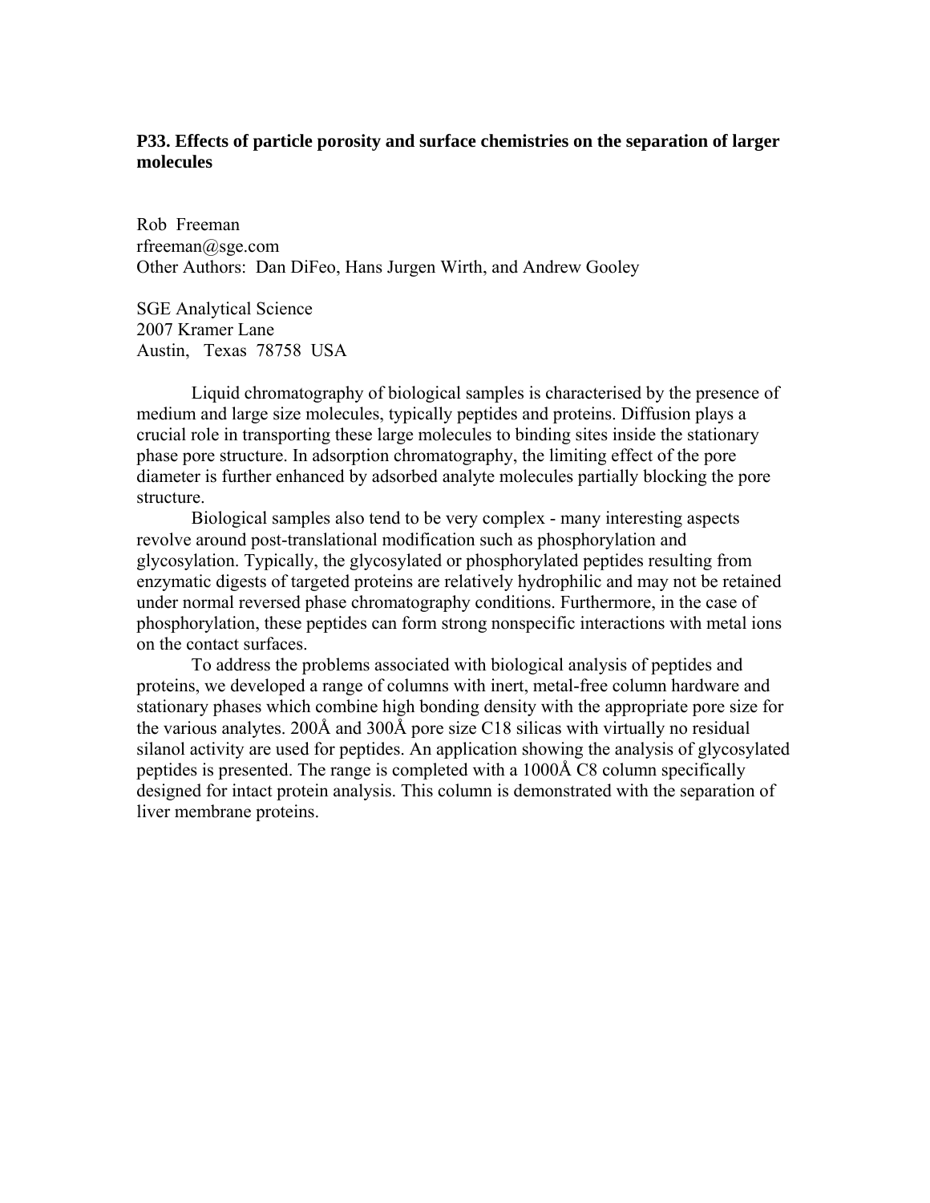**P33. Effects of particle porosity and surface chemistries on the separation of larger molecules**

Rob Freeman
rfreeman@sge.com
Other Authors: Dan DiFeo, Hans Jurgen Wirth, and Andrew Gooley

SGE Analytical Science
2007 Kramer Lane
Austin, Texas 78758 USA

Liquid chromatography of biological samples is characterised by the presence of medium and large size molecules, typically peptides and proteins. Diffusion plays a crucial role in transporting these large molecules to binding sites inside the stationary phase pore structure. In adsorption chromatography, the limiting effect of the pore diameter is further enhanced by adsorbed analyte molecules partially blocking the pore structure.

Biological samples also tend to be very complex - many interesting aspects revolve around post-translational modification such as phosphorylation and glycosylation. Typically, the glycosylated or phosphorylated peptides resulting from enzymatic digests of targeted proteins are relatively hydrophilic and may not be retained under normal reversed phase chromatography conditions. Furthermore, in the case of phosphorylation, these peptides can form strong nonspecific interactions with metal ions on the contact surfaces.

To address the problems associated with biological analysis of peptides and proteins, we developed a range of columns with inert, metal-free column hardware and stationary phases which combine high bonding density with the appropriate pore size for the various analytes. 200Å and 300Å pore size C18 silicas with virtually no residual silanol activity are used for peptides. An application showing the analysis of glycosylated peptides is presented. The range is completed with a 1000Å C8 column specifically designed for intact protein analysis. This column is demonstrated with the separation of liver membrane proteins.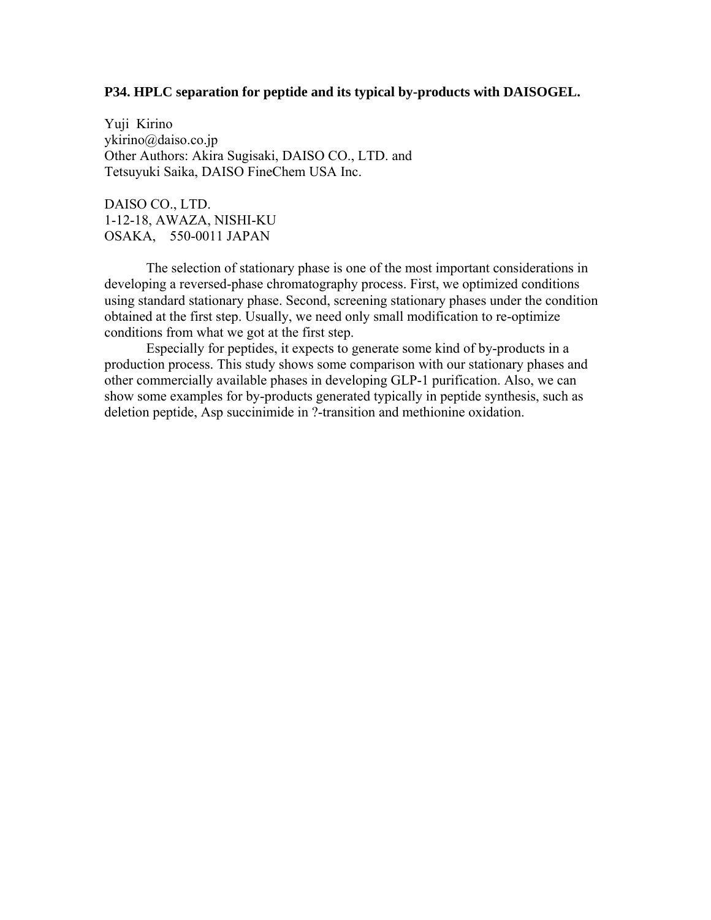**P34. HPLC separation for peptide and its typical by-products with DAISOGEL.**

Yuji Kirino
ykirino@daiso.co.jp
Other Authors: Akira Sugisaki, DAISO CO., LTD. and
Tetsuyuki Saika, DAISO FineChem USA Inc.

DAISO CO., LTD.
1-12-18, AWAZA, NISHI-KU
OSAKA, 550-0011 JAPAN

The selection of stationary phase is one of the most important considerations in developing a reversed-phase chromatography process. First, we optimized conditions using standard stationary phase. Second, screening stationary phases under the condition obtained at the first step. Usually, we need only small modification to re-optimize conditions from what we got at the first step.

Especially for peptides, it expects to generate some kind of by-products in a production process. This study shows some comparison with our stationary phases and other commercially available phases in developing GLP-1 purification. Also, we can show some examples for by-products generated typically in peptide synthesis, such as deletion peptide, Asp succinimide in ?-transition and methionine oxidation.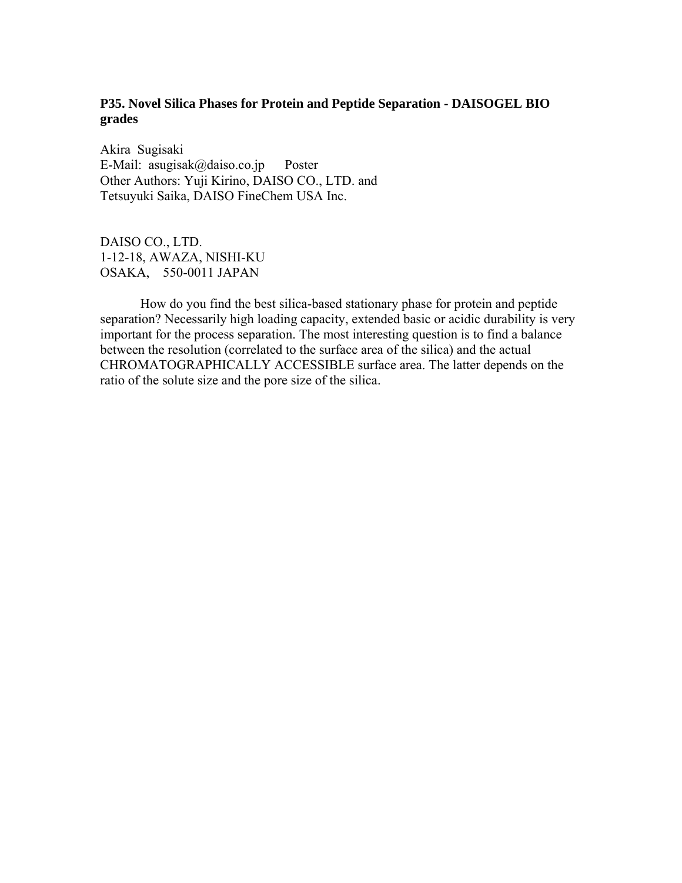### P35. Novel Silica Phases for Protein and Peptide Separation - DAISOGEL BIO grades

Akira Sugisaki
E-Mail: asugisak@daiso.co.jp  Poster
Other Authors: Yuji Kirino, DAISO CO., LTD. and
Tetsuyuki Saika, DAISO FineChem USA Inc.

DAISO CO., LTD.
1-12-18, AWAZA, NISHI-KU
OSAKA, 550-0011 JAPAN

How do you find the best silica-based stationary phase for protein and peptide separation? Necessarily high loading capacity, extended basic or acidic durability is very important for the process separation. The most interesting question is to find a balance between the resolution (correlated to the surface area of the silica) and the actual CHROMATOGRAPHICALLY ACCESSIBLE surface area. The latter depends on the ratio of the solute size and the pore size of the silica.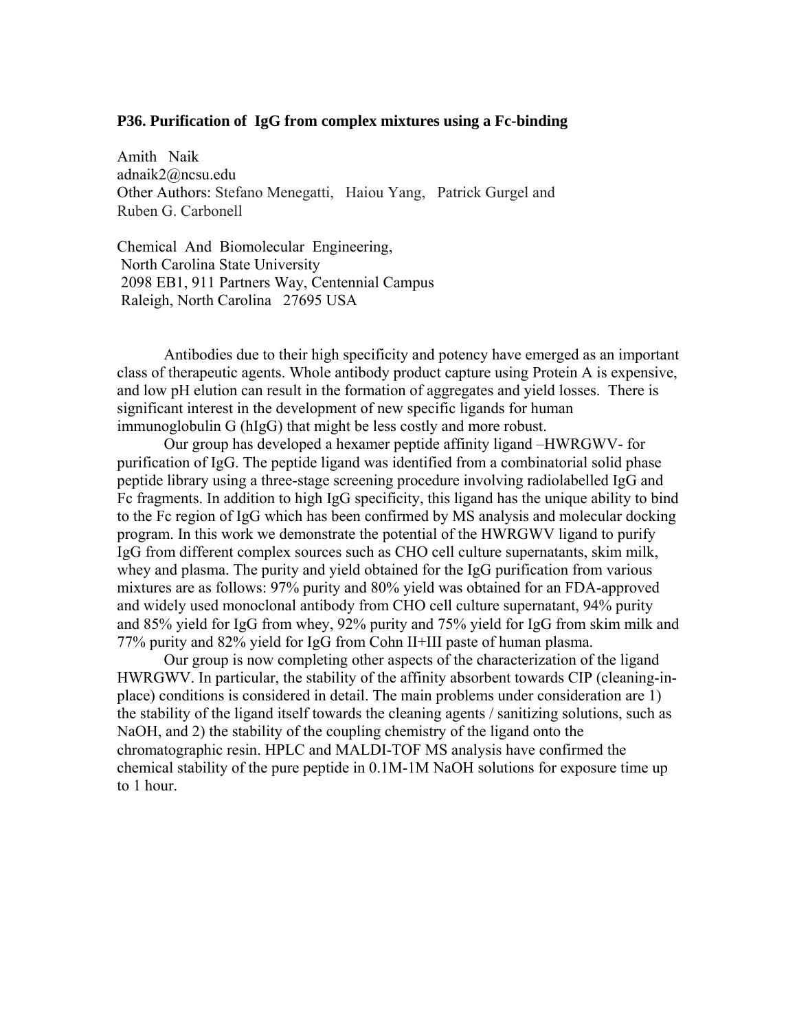### P36. Purification of IgG from complex mixtures using a Fc-binding

Amith Naik
adnaik2@ncsu.edu
Other Authors: Stefano Menegatti, Haiou Yang, Patrick Gurgel and Ruben G. Carbonell

Chemical And Biomolecular Engineering,
North Carolina State University
2098 EB1, 911 Partners Way, Centennial Campus
Raleigh, North Carolina 27695 USA

Antibodies due to their high specificity and potency have emerged as an important class of therapeutic agents. Whole antibody product capture using Protein A is expensive, and low pH elution can result in the formation of aggregates and yield losses. There is significant interest in the development of new specific ligands for human immunoglobulin G (hIgG) that might be less costly and more robust.

Our group has developed a hexamer peptide affinity ligand –HWRGWV- for purification of IgG. The peptide ligand was identified from a combinatorial solid phase peptide library using a three-stage screening procedure involving radiolabelled IgG and Fc fragments. In addition to high IgG specificity, this ligand has the unique ability to bind to the Fc region of IgG which has been confirmed by MS analysis and molecular docking program. In this work we demonstrate the potential of the HWRGWV ligand to purify IgG from different complex sources such as CHO cell culture supernatants, skim milk, whey and plasma. The purity and yield obtained for the IgG purification from various mixtures are as follows: 97% purity and 80% yield was obtained for an FDA-approved and widely used monoclonal antibody from CHO cell culture supernatant, 94% purity and 85% yield for IgG from whey, 92% purity and 75% yield for IgG from skim milk and 77% purity and 82% yield for IgG from Cohn II+III paste of human plasma.

Our group is now completing other aspects of the characterization of the ligand HWRGWV. In particular, the stability of the affinity absorbent towards CIP (cleaning-in-place) conditions is considered in detail. The main problems under consideration are 1) the stability of the ligand itself towards the cleaning agents / sanitizing solutions, such as NaOH, and 2) the stability of the coupling chemistry of the ligand onto the chromatographic resin. HPLC and MALDI-TOF MS analysis have confirmed the chemical stability of the pure peptide in 0.1M-1M NaOH solutions for exposure time up to 1 hour.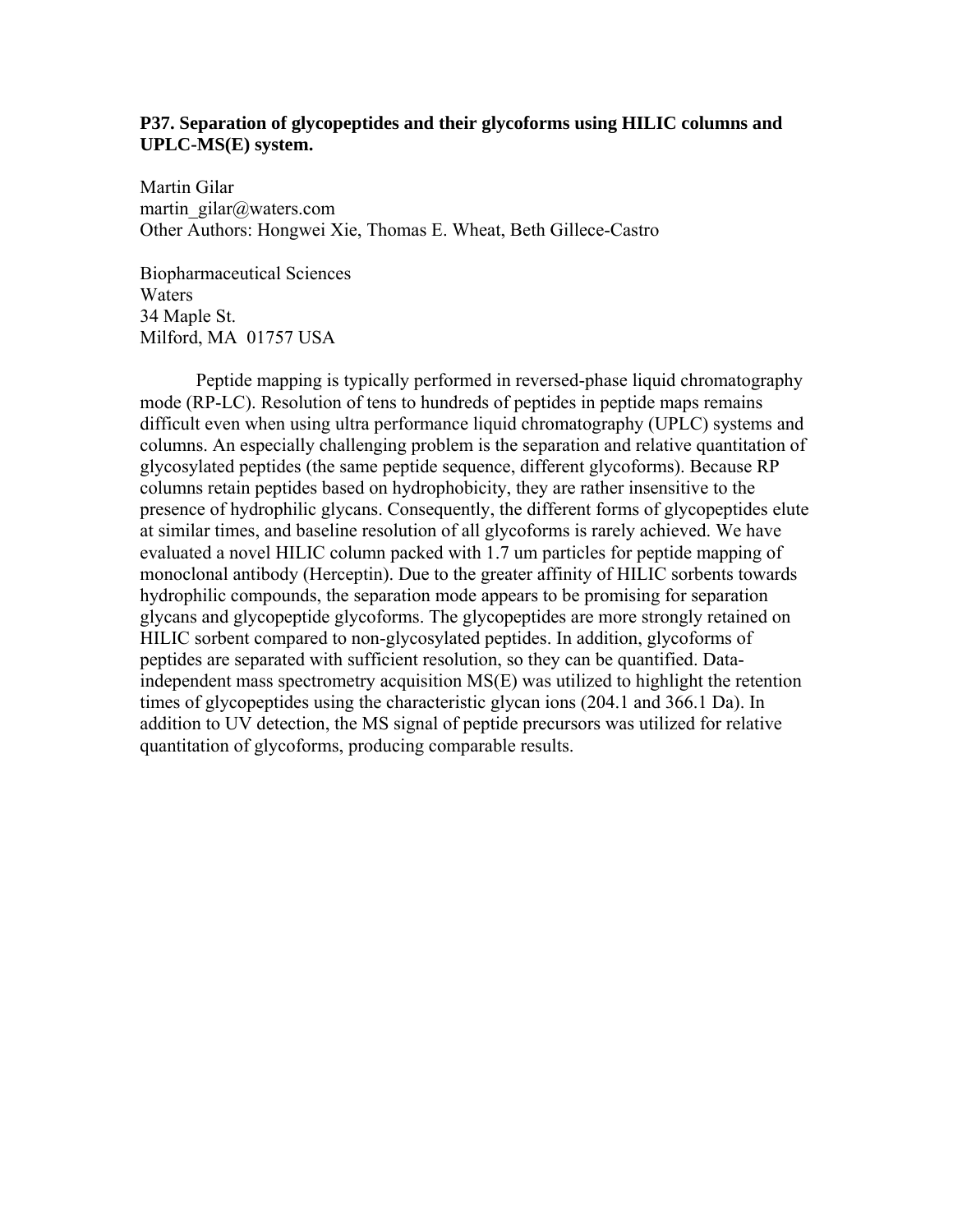**P37. Separation of glycopeptides and their glycoforms using HILIC columns and UPLC-MS(E) system.**

Martin Gilar
martin_gilar@waters.com
Other Authors: Hongwei Xie, Thomas E. Wheat, Beth Gillece-Castro

Biopharmaceutical Sciences
Waters
34 Maple St.
Milford, MA 01757 USA

Peptide mapping is typically performed in reversed-phase liquid chromatography mode (RP-LC). Resolution of tens to hundreds of peptides in peptide maps remains difficult even when using ultra performance liquid chromatography (UPLC) systems and columns. An especially challenging problem is the separation and relative quantitation of glycosylated peptides (the same peptide sequence, different glycoforms). Because RP columns retain peptides based on hydrophobicity, they are rather insensitive to the presence of hydrophilic glycans. Consequently, the different forms of glycopeptides elute at similar times, and baseline resolution of all glycoforms is rarely achieved. We have evaluated a novel HILIC column packed with 1.7 um particles for peptide mapping of monoclonal antibody (Herceptin). Due to the greater affinity of HILIC sorbents towards hydrophilic compounds, the separation mode appears to be promising for separation glycans and glycopeptide glycoforms. The glycopeptides are more strongly retained on HILIC sorbent compared to non-glycosylated peptides. In addition, glycoforms of peptides are separated with sufficient resolution, so they can be quantified. Data-independent mass spectrometry acquisition MS(E) was utilized to highlight the retention times of glycopeptides using the characteristic glycan ions (204.1 and 366.1 Da). In addition to UV detection, the MS signal of peptide precursors was utilized for relative quantitation of glycoforms, producing comparable results.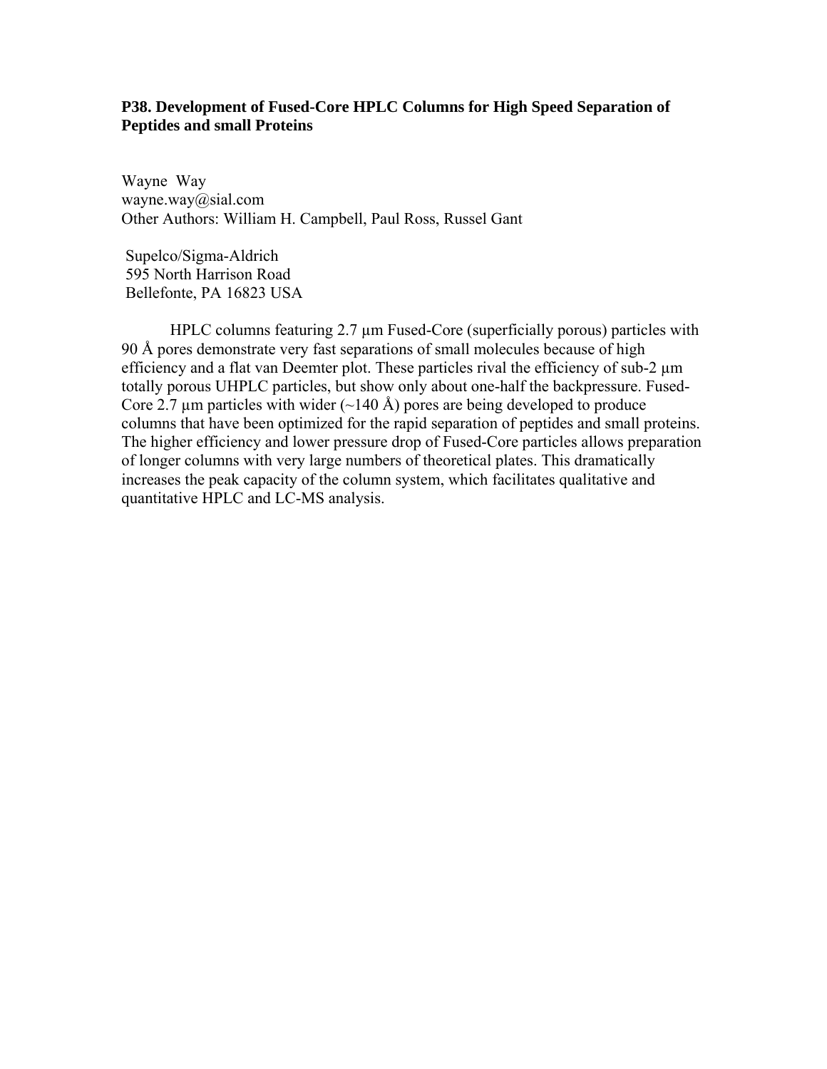### P38. Development of Fused-Core HPLC Columns for High Speed Separation of Peptides and small Proteins

Wayne Way
wayne.way@sial.com
Other Authors: William H. Campbell, Paul Ross, Russel Gant

Supelco/Sigma-Aldrich
595 North Harrison Road
Bellefonte, PA 16823 USA

HPLC columns featuring 2.7 µm Fused-Core (superficially porous) particles with 90 Å pores demonstrate very fast separations of small molecules because of high efficiency and a flat van Deemter plot. These particles rival the efficiency of sub-2 µm totally porous UHPLC particles, but show only about one-half the backpressure. Fused-Core 2.7 µm particles with wider (~140 Å) pores are being developed to produce columns that have been optimized for the rapid separation of peptides and small proteins. The higher efficiency and lower pressure drop of Fused-Core particles allows preparation of longer columns with very large numbers of theoretical plates. This dramatically increases the peak capacity of the column system, which facilitates qualitative and quantitative HPLC and LC-MS analysis.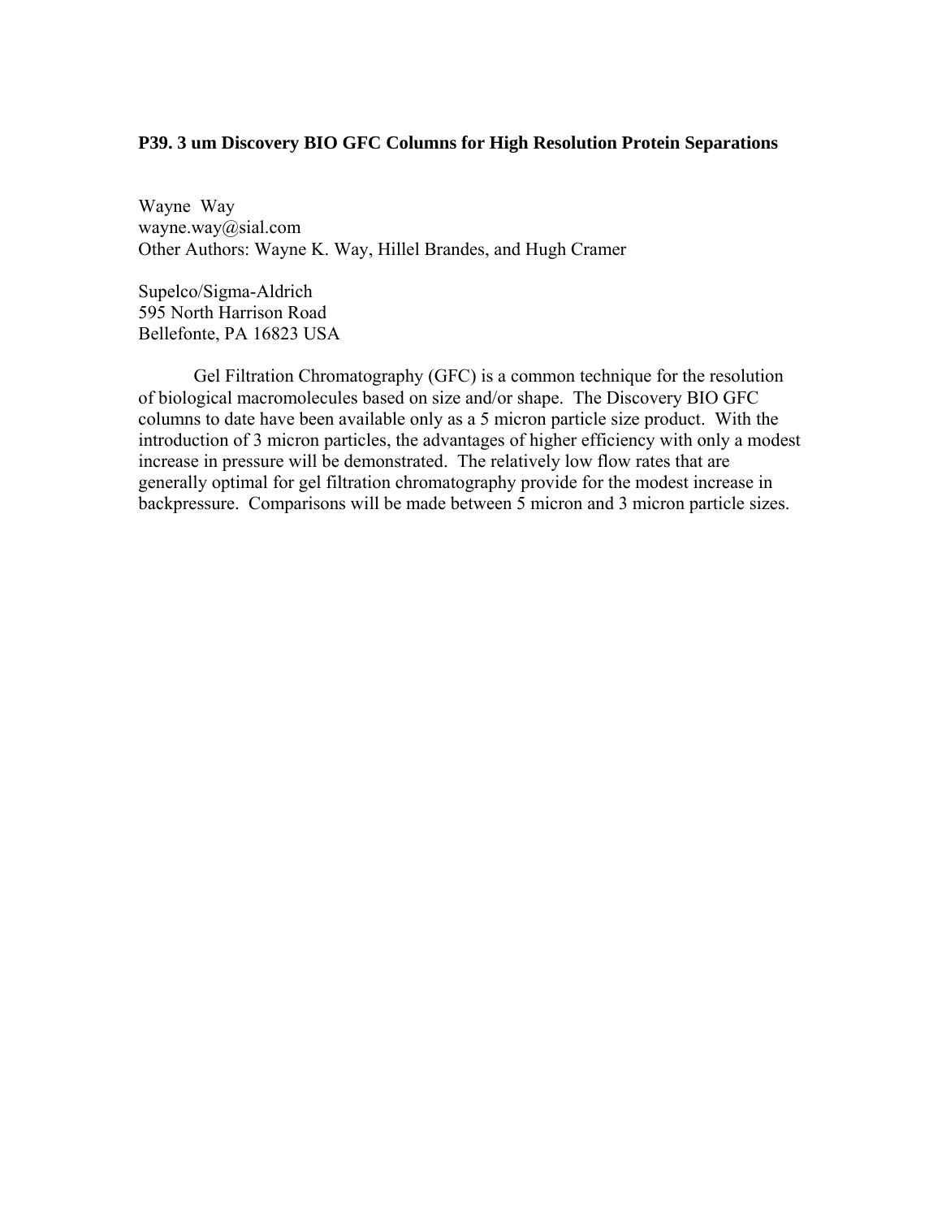**P39. 3 um Discovery BIO GFC Columns for High Resolution Protein Separations**

Wayne Way
wayne.way@sial.com
Other Authors: Wayne K. Way, Hillel Brandes, and Hugh Cramer

Supelco/Sigma-Aldrich
595 North Harrison Road
Bellefonte, PA 16823 USA

Gel Filtration Chromatography (GFC) is a common technique for the resolution of biological macromolecules based on size and/or shape. The Discovery BIO GFC columns to date have been available only as a 5 micron particle size product. With the introduction of 3 micron particles, the advantages of higher efficiency with only a modest increase in pressure will be demonstrated. The relatively low flow rates that are generally optimal for gel filtration chromatography provide for the modest increase in backpressure. Comparisons will be made between 5 micron and 3 micron particle sizes.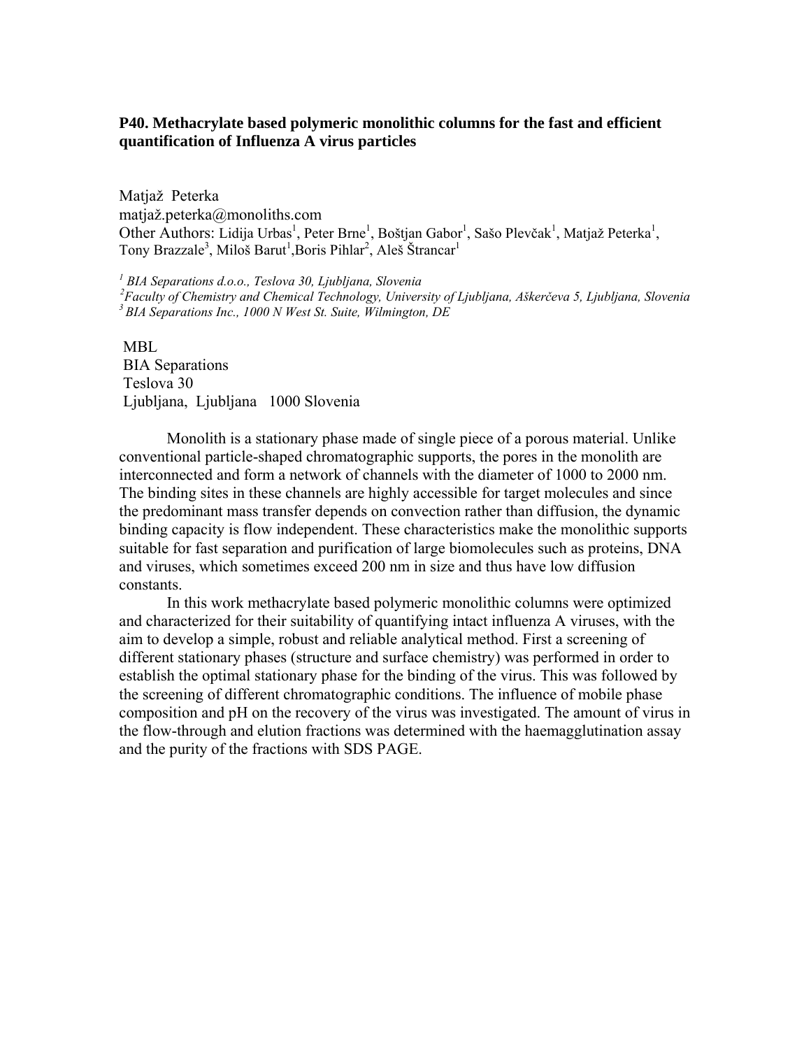### P40. Methacrylate based polymeric monolithic columns for the fast and efficient quantification of Influenza A virus particles

Matjaž Peterka
matjaž.peterka@monoliths.com
Other Authors: Lidija Urbas[1], Peter Brne[1], Boštjan Gabor[1], Sašo Plevčak[1], Matjaž Peterka[1], Tony Brazzale[3], Miloš Barut[1], Boris Pihlar[2], Aleš Štrancar[1]

*[1] BIA Separations d.o.o., Teslova 30, Ljubljana, Slovenia*
*[2] Faculty of Chemistry and Chemical Technology, University of Ljubljana, Aškerčeva 5, Ljubljana, Slovenia*
*[3] BIA Separations Inc., 1000 N West St. Suite, Wilmington, DE*

MBL
BIA Separations
Teslova 30
Ljubljana, Ljubljana 1000 Slovenia

Monolith is a stationary phase made of single piece of a porous material. Unlike conventional particle-shaped chromatographic supports, the pores in the monolith are interconnected and form a network of channels with the diameter of 1000 to 2000 nm. The binding sites in these channels are highly accessible for target molecules and since the predominant mass transfer depends on convection rather than diffusion, the dynamic binding capacity is flow independent. These characteristics make the monolithic supports suitable for fast separation and purification of large biomolecules such as proteins, DNA and viruses, which sometimes exceed 200 nm in size and thus have low diffusion constants.

In this work methacrylate based polymeric monolithic columns were optimized and characterized for their suitability of quantifying intact influenza A viruses, with the aim to develop a simple, robust and reliable analytical method. First a screening of different stationary phases (structure and surface chemistry) was performed in order to establish the optimal stationary phase for the binding of the virus. This was followed by the screening of different chromatographic conditions. The influence of mobile phase composition and pH on the recovery of the virus was investigated. The amount of virus in the flow-through and elution fractions was determined with the haemagglutination assay and the purity of the fractions with SDS PAGE.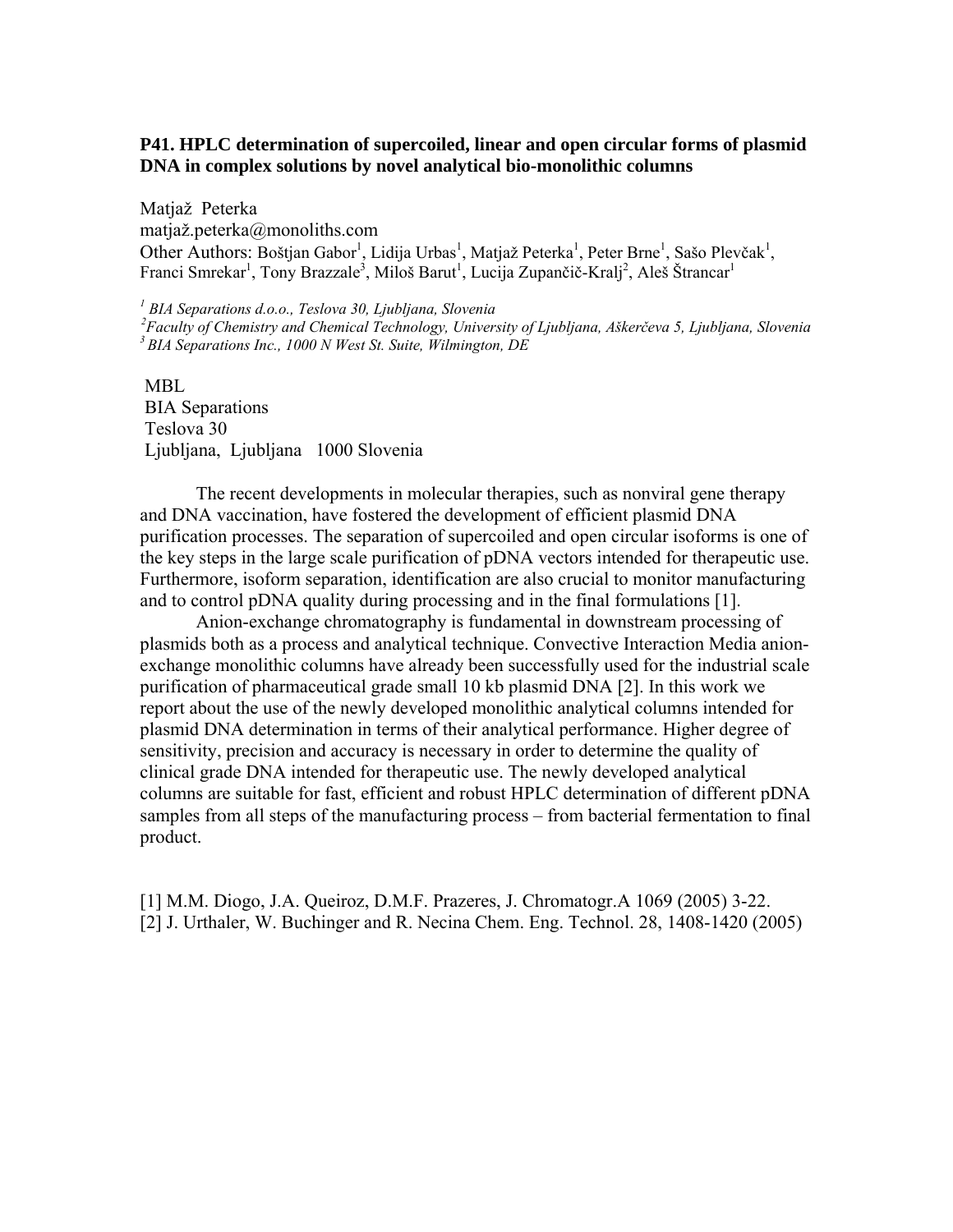### P41. HPLC determination of supercoiled, linear and open circular forms of plasmid DNA in complex solutions by novel analytical bio-monolithic columns

Matjaž Peterka
matjaž.peterka@monoliths.com
Other Authors: Boštjan Gabor[1], Lidija Urbas[1], Matjaž Peterka[1], Peter Brne[1], Sašo Plevčak[1], Franci Smrekar[1], Tony Brazzale[3], Miloš Barut[1], Lucija Zupančič-Kralj[2], Aleš Štrancar[1]

*[1] BIA Separations d.o.o., Teslova 30, Ljubljana, Slovenia*
*[2] Faculty of Chemistry and Chemical Technology, University of Ljubljana, Aškerčeva 5, Ljubljana, Slovenia*
*[3] BIA Separations Inc., 1000 N West St. Suite, Wilmington, DE*

MBL
BIA Separations
Teslova 30
Ljubljana, Ljubljana 1000 Slovenia

The recent developments in molecular therapies, such as nonviral gene therapy and DNA vaccination, have fostered the development of efficient plasmid DNA purification processes. The separation of supercoiled and open circular isoforms is one of the key steps in the large scale purification of pDNA vectors intended for therapeutic use. Furthermore, isoform separation, identification are also crucial to monitor manufacturing and to control pDNA quality during processing and in the final formulations [1].

Anion-exchange chromatography is fundamental in downstream processing of plasmids both as a process and analytical technique. Convective Interaction Media anion-exchange monolithic columns have already been successfully used for the industrial scale purification of pharmaceutical grade small 10 kb plasmid DNA [2]. In this work we report about the use of the newly developed monolithic analytical columns intended for plasmid DNA determination in terms of their analytical performance. Higher degree of sensitivity, precision and accuracy is necessary in order to determine the quality of clinical grade DNA intended for therapeutic use. The newly developed analytical columns are suitable for fast, efficient and robust HPLC determination of different pDNA samples from all steps of the manufacturing process – from bacterial fermentation to final product.

[1] M.M. Diogo, J.A. Queiroz, D.M.F. Prazeres, J. Chromatogr.A 1069 (2005) 3-22.
[2] J. Urthaler, W. Buchinger and R. Necina Chem. Eng. Technol. 28, 1408-1420 (2005)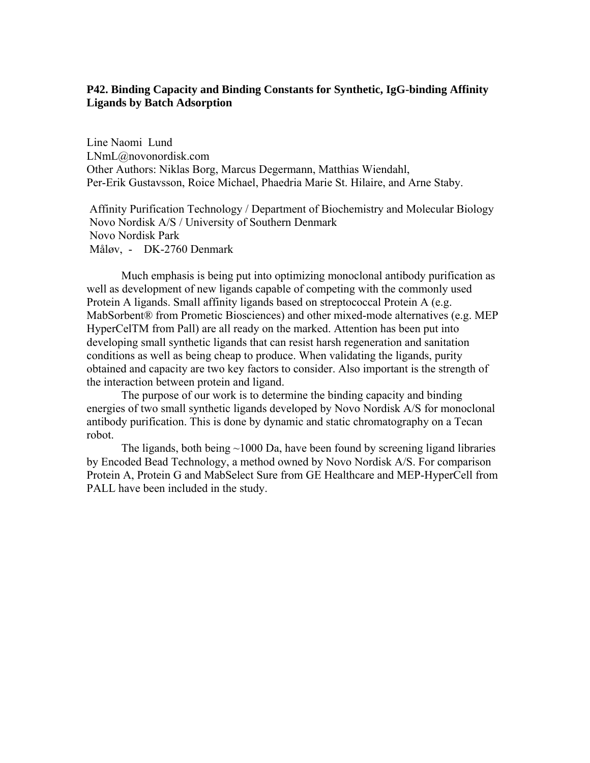### P42. Binding Capacity and Binding Constants for Synthetic, IgG-binding Affinity Ligands by Batch Adsorption

Line Naomi Lund
LNmL@novonordisk.com
Other Authors: Niklas Borg, Marcus Degermann, Matthias Wiendahl,
Per-Erik Gustavsson, Roice Michael, Phaedria Marie St. Hilaire, and Arne Staby.

Affinity Purification Technology / Department of Biochemistry and Molecular Biology
Novo Nordisk A/S / University of Southern Denmark
Novo Nordisk Park
Måløv, - DK-2760 Denmark

Much emphasis is being put into optimizing monoclonal antibody purification as well as development of new ligands capable of competing with the commonly used Protein A ligands. Small affinity ligands based on streptococcal Protein A (e.g. MabSorbent® from Prometic Biosciences) and other mixed-mode alternatives (e.g. MEP HyperCelTM from Pall) are all ready on the marked. Attention has been put into developing small synthetic ligands that can resist harsh regeneration and sanitation conditions as well as being cheap to produce. When validating the ligands, purity obtained and capacity are two key factors to consider. Also important is the strength of the interaction between protein and ligand.

The purpose of our work is to determine the binding capacity and binding energies of two small synthetic ligands developed by Novo Nordisk A/S for monoclonal antibody purification. This is done by dynamic and static chromatography on a Tecan robot.

The ligands, both being ~1000 Da, have been found by screening ligand libraries by Encoded Bead Technology, a method owned by Novo Nordisk A/S. For comparison Protein A, Protein G and MabSelect Sure from GE Healthcare and MEP-HyperCell from PALL have been included in the study.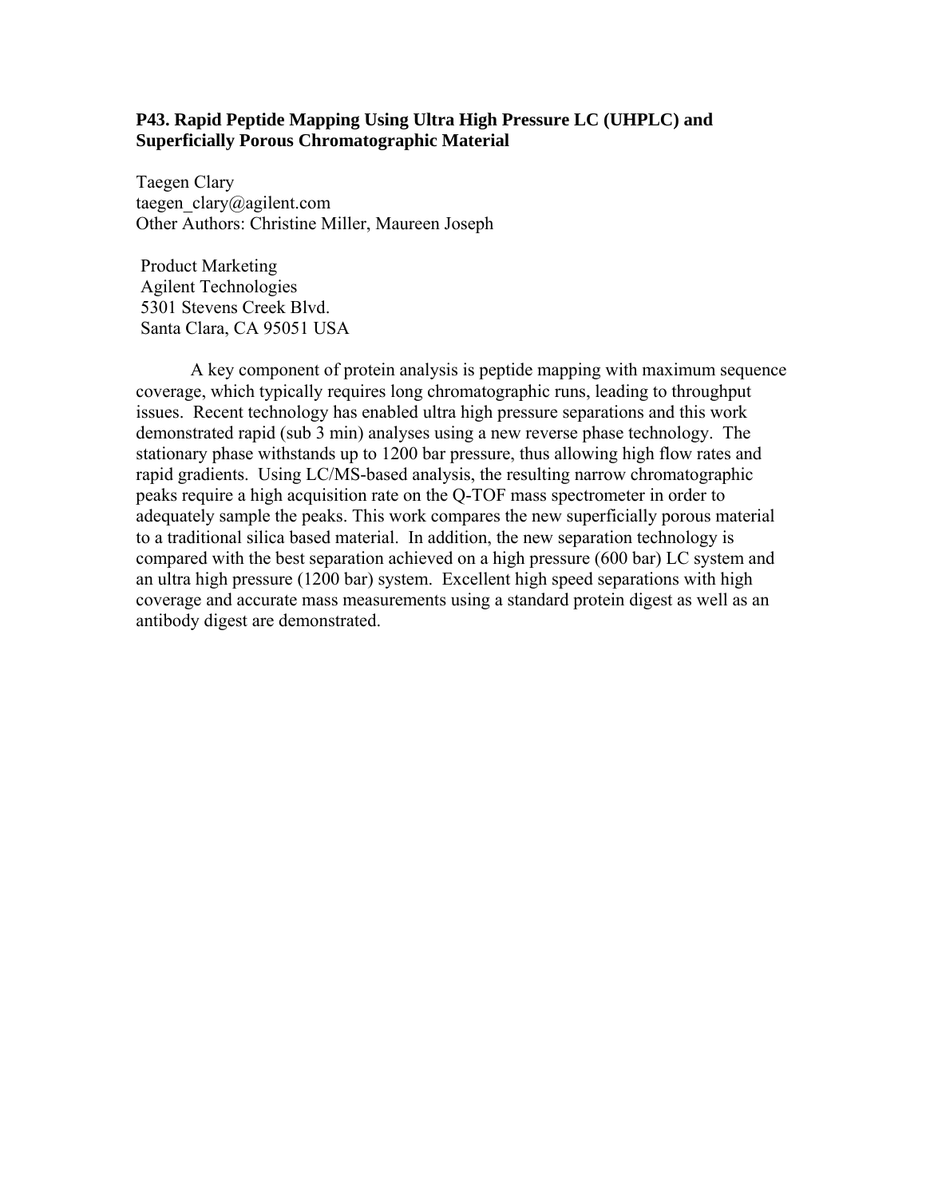**P43. Rapid Peptide Mapping Using Ultra High Pressure LC (UHPLC) and Superficially Porous Chromatographic Material**

Taegen Clary
taegen_clary@agilent.com
Other Authors: Christine Miller, Maureen Joseph

Product Marketing
Agilent Technologies
5301 Stevens Creek Blvd.
Santa Clara, CA 95051 USA

A key component of protein analysis is peptide mapping with maximum sequence coverage, which typically requires long chromatographic runs, leading to throughput issues. Recent technology has enabled ultra high pressure separations and this work demonstrated rapid (sub 3 min) analyses using a new reverse phase technology. The stationary phase withstands up to 1200 bar pressure, thus allowing high flow rates and rapid gradients. Using LC/MS-based analysis, the resulting narrow chromatographic peaks require a high acquisition rate on the Q-TOF mass spectrometer in order to adequately sample the peaks. This work compares the new superficially porous material to a traditional silica based material. In addition, the new separation technology is compared with the best separation achieved on a high pressure (600 bar) LC system and an ultra high pressure (1200 bar) system. Excellent high speed separations with high coverage and accurate mass measurements using a standard protein digest as well as an antibody digest are demonstrated.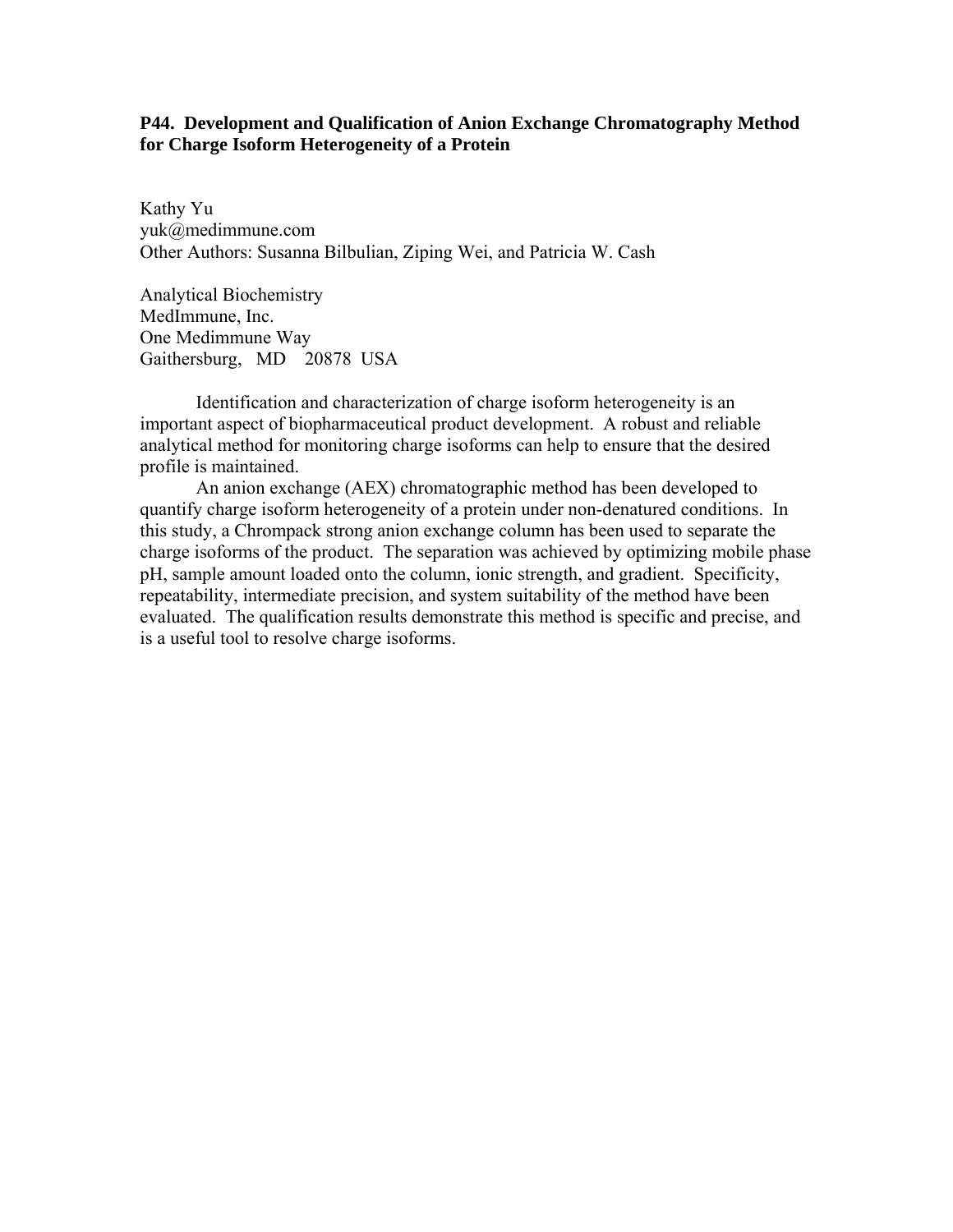**P44. Development and Qualification of Anion Exchange Chromatography Method for Charge Isoform Heterogeneity of a Protein**

Kathy Yu
yuk@medimmune.com
Other Authors: Susanna Bilbulian, Ziping Wei, and Patricia W. Cash

Analytical Biochemistry
MedImmune, Inc.
One Medimmune Way
Gaithersburg, MD 20878 USA

Identification and characterization of charge isoform heterogeneity is an important aspect of biopharmaceutical product development. A robust and reliable analytical method for monitoring charge isoforms can help to ensure that the desired profile is maintained.

An anion exchange (AEX) chromatographic method has been developed to quantify charge isoform heterogeneity of a protein under non-denatured conditions. In this study, a Chrompack strong anion exchange column has been used to separate the charge isoforms of the product. The separation was achieved by optimizing mobile phase pH, sample amount loaded onto the column, ionic strength, and gradient. Specificity, repeatability, intermediate precision, and system suitability of the method have been evaluated. The qualification results demonstrate this method is specific and precise, and is a useful tool to resolve charge isoforms.